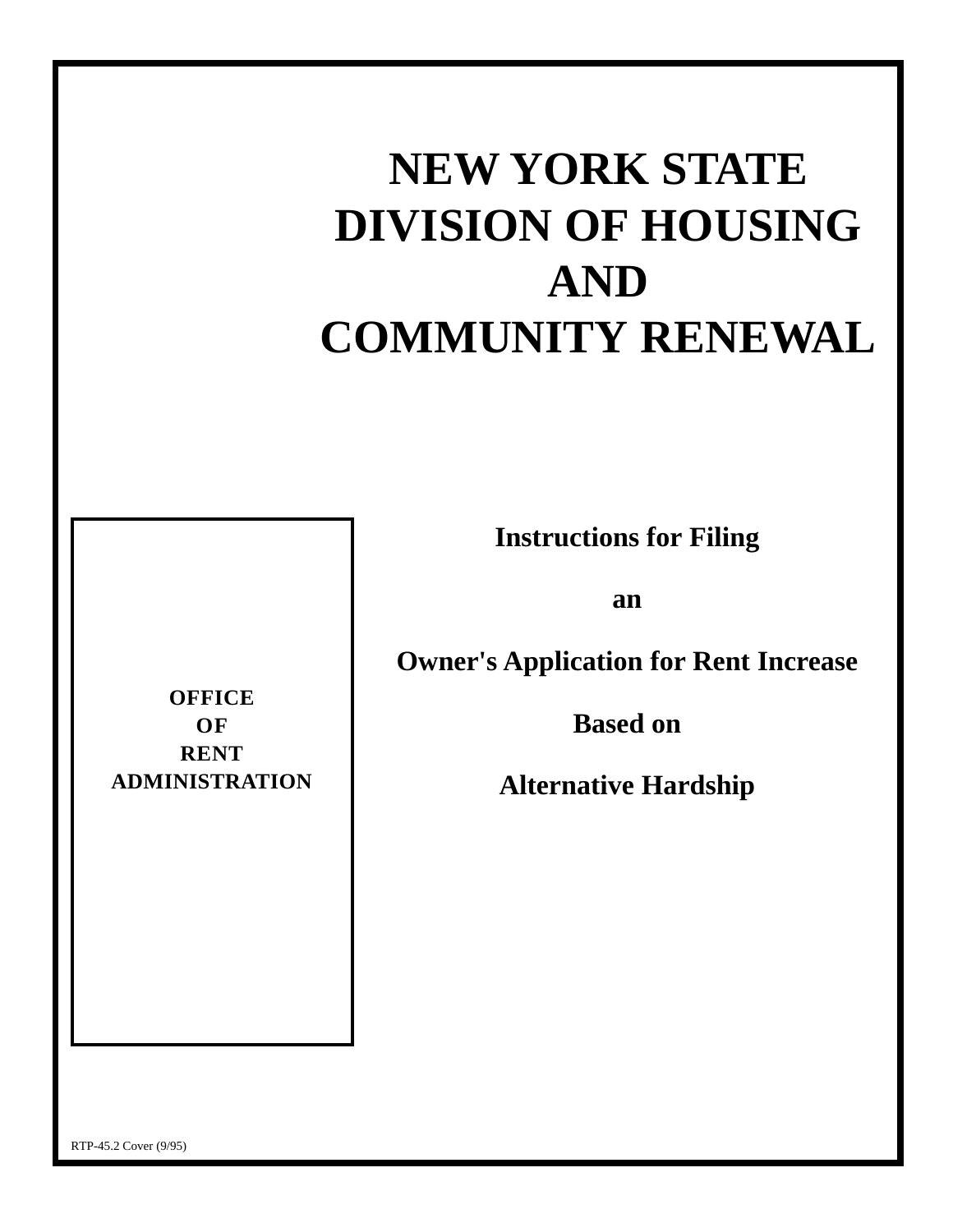# NEW YORK STATE DIVISION OF HOUSING AND COMMUNITY RENEWAL

**OFFICE OF RENT ADMINISTRATION**

## Instructions for Filing an Owner's Application for Rent Increase Based on Alternative Hardship

RTP-45.2 Cover (9/95)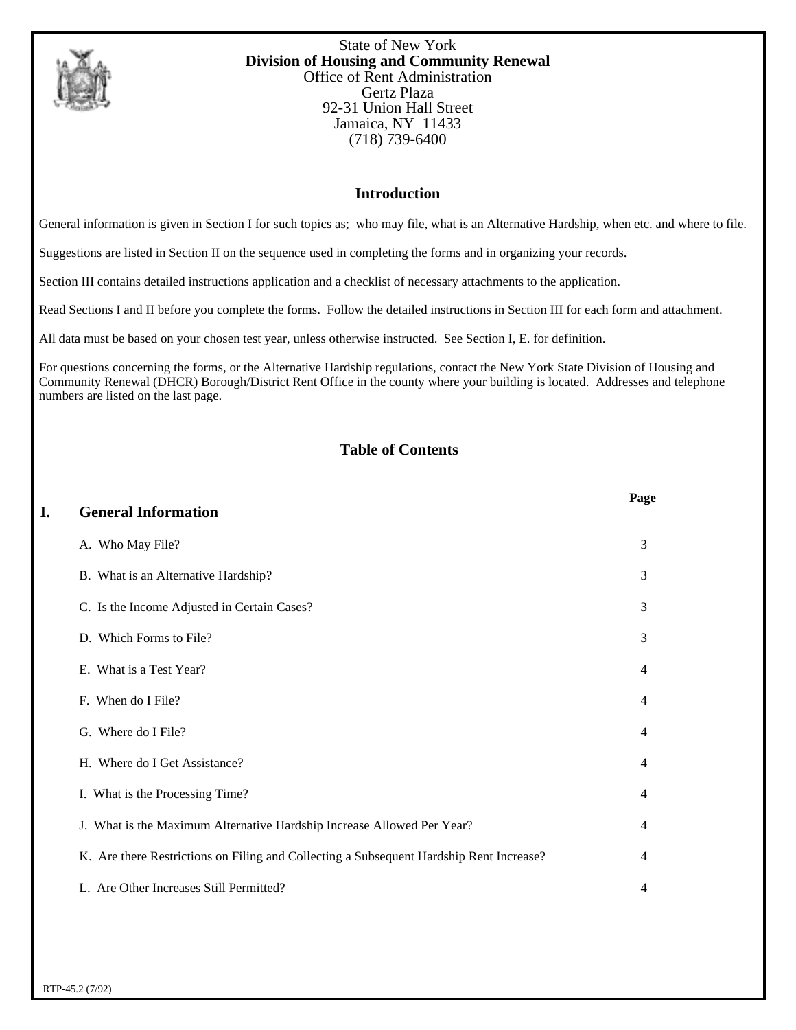State of New York
**Division of Housing and Community Renewal**
Office of Rent Administration
Gertz Plaza
92-31 Union Hall Street
Jamaica, NY 11433
(718) 739-6400

## Introduction

General information is given in Section I for such topics as; who may file, what is an Alternative Hardship, when etc. and where to file.

Suggestions are listed in Section II on the sequence used in completing the forms and in organizing your records.

Section III contains detailed instructions application and a checklist of necessary attachments to the application.

Read Sections I and II before you complete the forms. Follow the detailed instructions in Section III for each form and attachment.

All data must be based on your chosen test year, unless otherwise instructed. See Section I, E. for definition.

For questions concerning the forms, or the Alternative Hardship regulations, contact the New York State Division of Housing and Community Renewal (DHCR) Borough/District Rent Office in the county where your building is located. Addresses and telephone numbers are listed on the last page.

## Table of Contents

| | | **Page** |
|---|---|---|
| **I.** | **General Information** | |
| | A. Who May File? | 3 |
| | B. What is an Alternative Hardship? | 3 |
| | C. Is the Income Adjusted in Certain Cases? | 3 |
| | D. Which Forms to File? | 3 |
| | E. What is a Test Year? | 4 |
| | F. When do I File? | 4 |
| | G. Where do I File? | 4 |
| | H. Where do I Get Assistance? | 4 |
| | I. What is the Processing Time? | 4 |
| | J. What is the Maximum Alternative Hardship Increase Allowed Per Year? | 4 |
| | K. Are there Restrictions on Filing and Collecting a Subsequent Hardship Rent Increase? | 4 |
| | L. Are Other Increases Still Permitted? | 4 |

RTP-45.2 (7/92)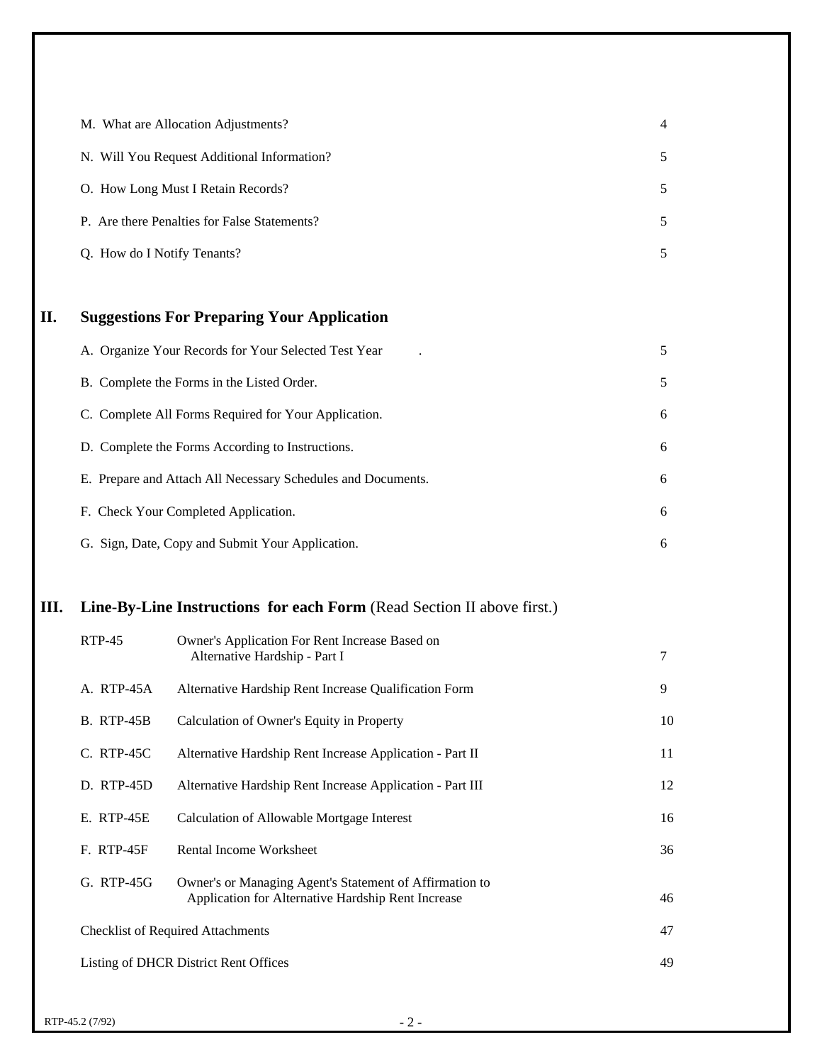| | |
|---|---|
| M. What are Allocation Adjustments? | 4 |
| N. Will You Request Additional Information? | 5 |
| O. How Long Must I Retain Records? | 5 |
| P. Are there Penalties for False Statements? | 5 |
| Q. How do I Notify Tenants? | 5 |

## II. Suggestions For Preparing Your Application

| | |
|---|---|
| A. Organize Your Records for Your Selected Test Year | 5 |
| B. Complete the Forms in the Listed Order. | 5 |
| C. Complete All Forms Required for Your Application. | 6 |
| D. Complete the Forms According to Instructions. | 6 |
| E. Prepare and Attach All Necessary Schedules and Documents. | 6 |
| F. Check Your Completed Application. | 6 |
| G. Sign, Date, Copy and Submit Your Application. | 6 |

## III. Line-By-Line Instructions for each Form (Read Section II above first.)

| | | |
|---|---|---|
| RTP-45 | Owner's Application For Rent Increase Based on Alternative Hardship - Part I | 7 |
| A. RTP-45A | Alternative Hardship Rent Increase Qualification Form | 9 |
| B. RTP-45B | Calculation of Owner's Equity in Property | 10 |
| C. RTP-45C | Alternative Hardship Rent Increase Application - Part II | 11 |
| D. RTP-45D | Alternative Hardship Rent Increase Application - Part III | 12 |
| E. RTP-45E | Calculation of Allowable Mortgage Interest | 16 |
| F. RTP-45F | Rental Income Worksheet | 36 |
| G. RTP-45G | Owner's or Managing Agent's Statement of Affirmation to Application for Alternative Hardship Rent Increase | 46 |
| Checklist of Required Attachments | | 47 |
| Listing of DHCR District Rent Offices | | 49 |

RTP-45.2 (7/92)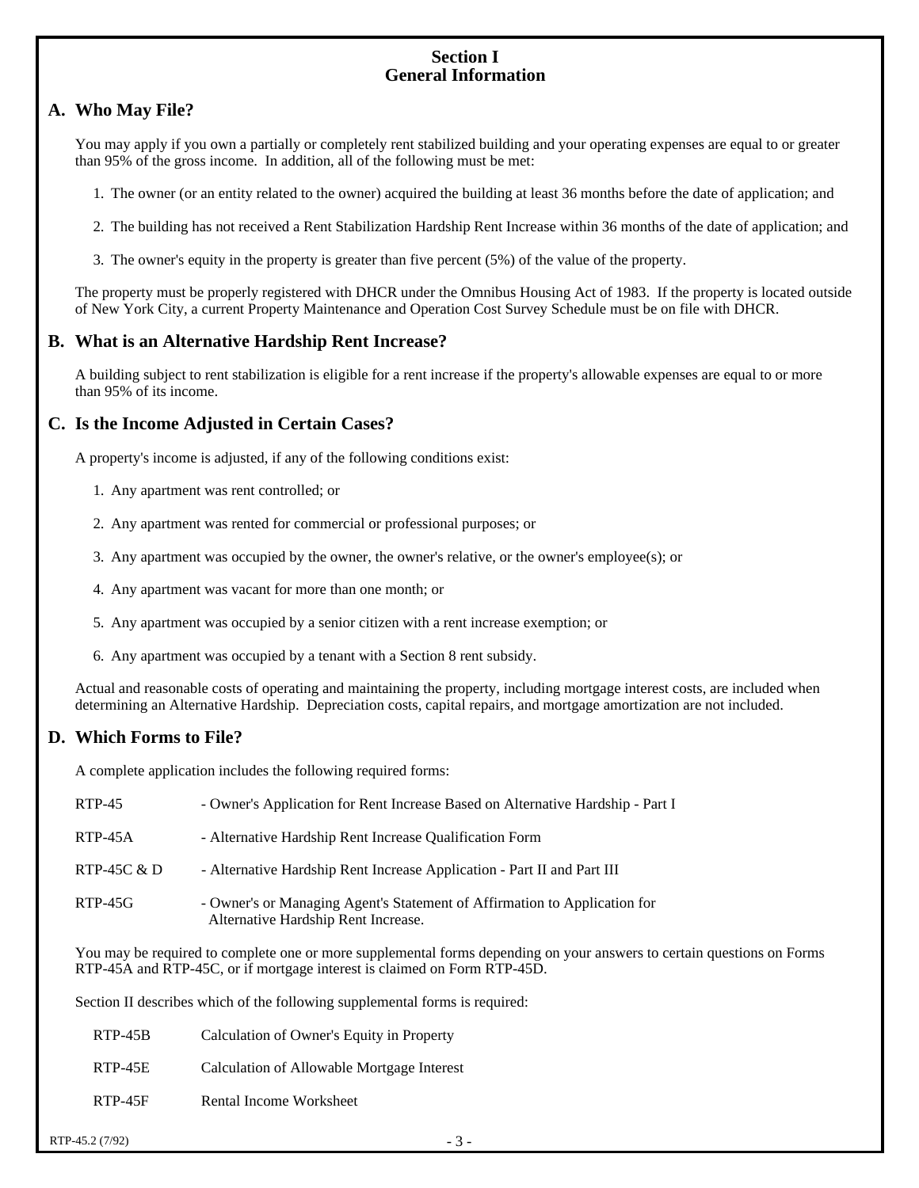## Section I
## General Information

### A. Who May File?

You may apply if you own a partially or completely rent stabilized building and your operating expenses are equal to or greater than 95% of the gross income. In addition, all of the following must be met:

1. The owner (or an entity related to the owner) acquired the building at least 36 months before the date of application; and
2. The building has not received a Rent Stabilization Hardship Rent Increase within 36 months of the date of application; and
3. The owner's equity in the property is greater than five percent (5%) of the value of the property.

The property must be properly registered with DHCR under the Omnibus Housing Act of 1983. If the property is located outside of New York City, a current Property Maintenance and Operation Cost Survey Schedule must be on file with DHCR.

### B. What is an Alternative Hardship Rent Increase?

A building subject to rent stabilization is eligible for a rent increase if the property's allowable expenses are equal to or more than 95% of its income.

### C. Is the Income Adjusted in Certain Cases?

A property's income is adjusted, if any of the following conditions exist:

1. Any apartment was rent controlled; or
2. Any apartment was rented for commercial or professional purposes; or
3. Any apartment was occupied by the owner, the owner's relative, or the owner's employee(s); or
4. Any apartment was vacant for more than one month; or
5. Any apartment was occupied by a senior citizen with a rent increase exemption; or
6. Any apartment was occupied by a tenant with a Section 8 rent subsidy.

Actual and reasonable costs of operating and maintaining the property, including mortgage interest costs, are included when determining an Alternative Hardship. Depreciation costs, capital repairs, and mortgage amortization are not included.

### D. Which Forms to File?

A complete application includes the following required forms:

| | |
|---|---|
| RTP-45 | - Owner's Application for Rent Increase Based on Alternative Hardship - Part I |
| RTP-45A | - Alternative Hardship Rent Increase Qualification Form |
| RTP-45C & D | - Alternative Hardship Rent Increase Application - Part II and Part III |
| RTP-45G | - Owner's or Managing Agent's Statement of Affirmation to Application for Alternative Hardship Rent Increase. |

You may be required to complete one or more supplemental forms depending on your answers to certain questions on Forms RTP-45A and RTP-45C, or if mortgage interest is claimed on Form RTP-45D.

Section II describes which of the following supplemental forms is required:

| | |
|---|---|
| RTP-45B | Calculation of Owner's Equity in Property |
| RTP-45E | Calculation of Allowable Mortgage Interest |
| RTP-45F | Rental Income Worksheet |

RTP-45.2 (7/92)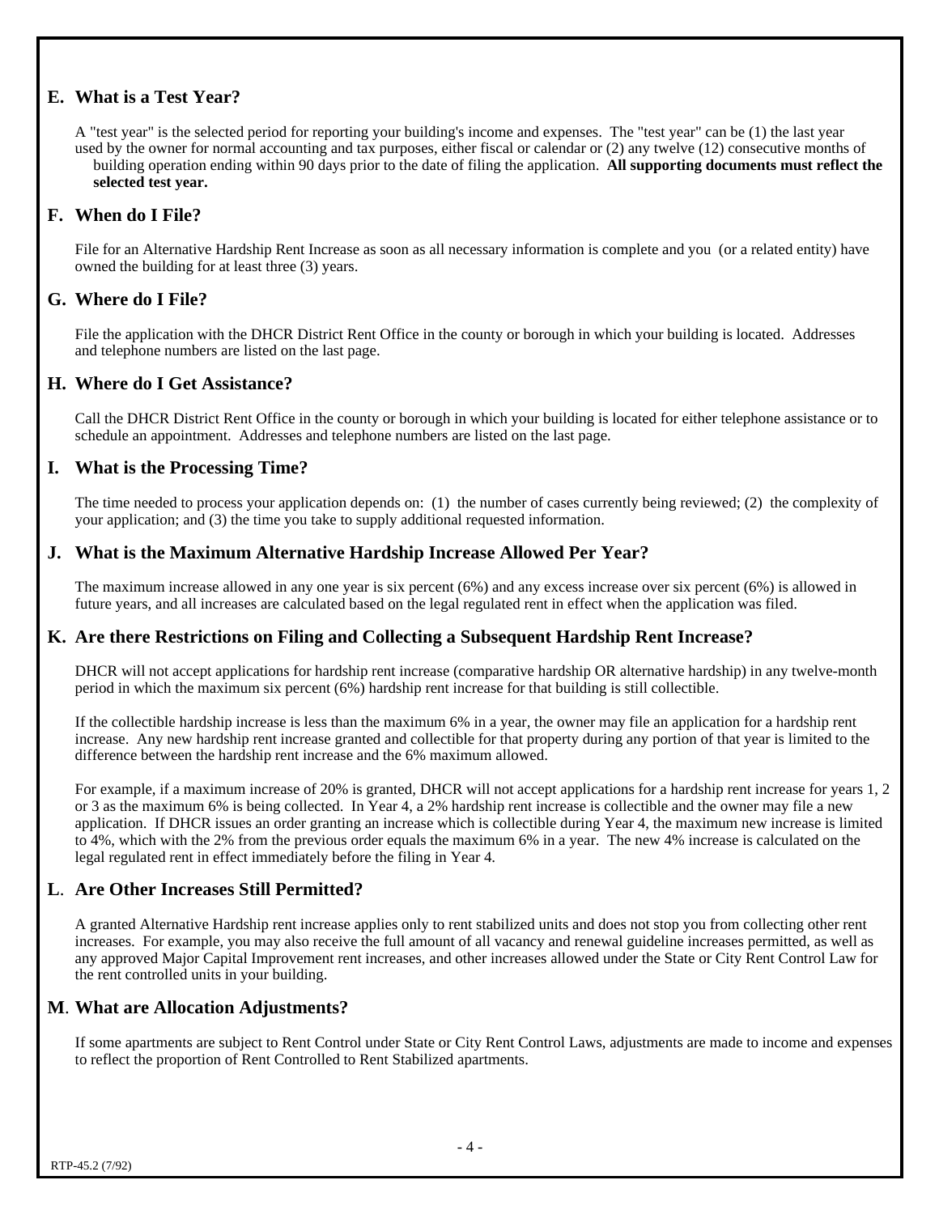## E. What is a Test Year?

A "test year" is the selected period for reporting your building's income and expenses. The "test year" can be (1) the last year used by the owner for normal accounting and tax purposes, either fiscal or calendar or (2) any twelve (12) consecutive months of building operation ending within 90 days prior to the date of filing the application. **All supporting documents must reflect the selected test year.**

## F. When do I File?

File for an Alternative Hardship Rent Increase as soon as all necessary information is complete and you (or a related entity) have owned the building for at least three (3) years.

## G. Where do I File?

File the application with the DHCR District Rent Office in the county or borough in which your building is located. Addresses and telephone numbers are listed on the last page.

## H. Where do I Get Assistance?

Call the DHCR District Rent Office in the county or borough in which your building is located for either telephone assistance or to schedule an appointment. Addresses and telephone numbers are listed on the last page.

## I. What is the Processing Time?

The time needed to process your application depends on: (1) the number of cases currently being reviewed; (2) the complexity of your application; and (3) the time you take to supply additional requested information.

## J. What is the Maximum Alternative Hardship Increase Allowed Per Year?

The maximum increase allowed in any one year is six percent (6%) and any excess increase over six percent (6%) is allowed in future years, and all increases are calculated based on the legal regulated rent in effect when the application was filed.

## K. Are there Restrictions on Filing and Collecting a Subsequent Hardship Rent Increase?

DHCR will not accept applications for hardship rent increase (comparative hardship OR alternative hardship) in any twelve-month period in which the maximum six percent (6%) hardship rent increase for that building is still collectible.

If the collectible hardship increase is less than the maximum 6% in a year, the owner may file an application for a hardship rent increase. Any new hardship rent increase granted and collectible for that property during any portion of that year is limited to the difference between the hardship rent increase and the 6% maximum allowed.

For example, if a maximum increase of 20% is granted, DHCR will not accept applications for a hardship rent increase for years 1, 2 or 3 as the maximum 6% is being collected. In Year 4, a 2% hardship rent increase is collectible and the owner may file a new application. If DHCR issues an order granting an increase which is collectible during Year 4, the maximum new increase is limited to 4%, which with the 2% from the previous order equals the maximum 6% in a year. The new 4% increase is calculated on the legal regulated rent in effect immediately before the filing in Year 4.

## L. Are Other Increases Still Permitted?

A granted Alternative Hardship rent increase applies only to rent stabilized units and does not stop you from collecting other rent increases. For example, you may also receive the full amount of all vacancy and renewal guideline increases permitted, as well as any approved Major Capital Improvement rent increases, and other increases allowed under the State or City Rent Control Law for the rent controlled units in your building.

## M. What are Allocation Adjustments?

If some apartments are subject to Rent Control under State or City Rent Control Laws, adjustments are made to income and expenses to reflect the proportion of Rent Controlled to Rent Stabilized apartments.

RTP-45.2 (7/92)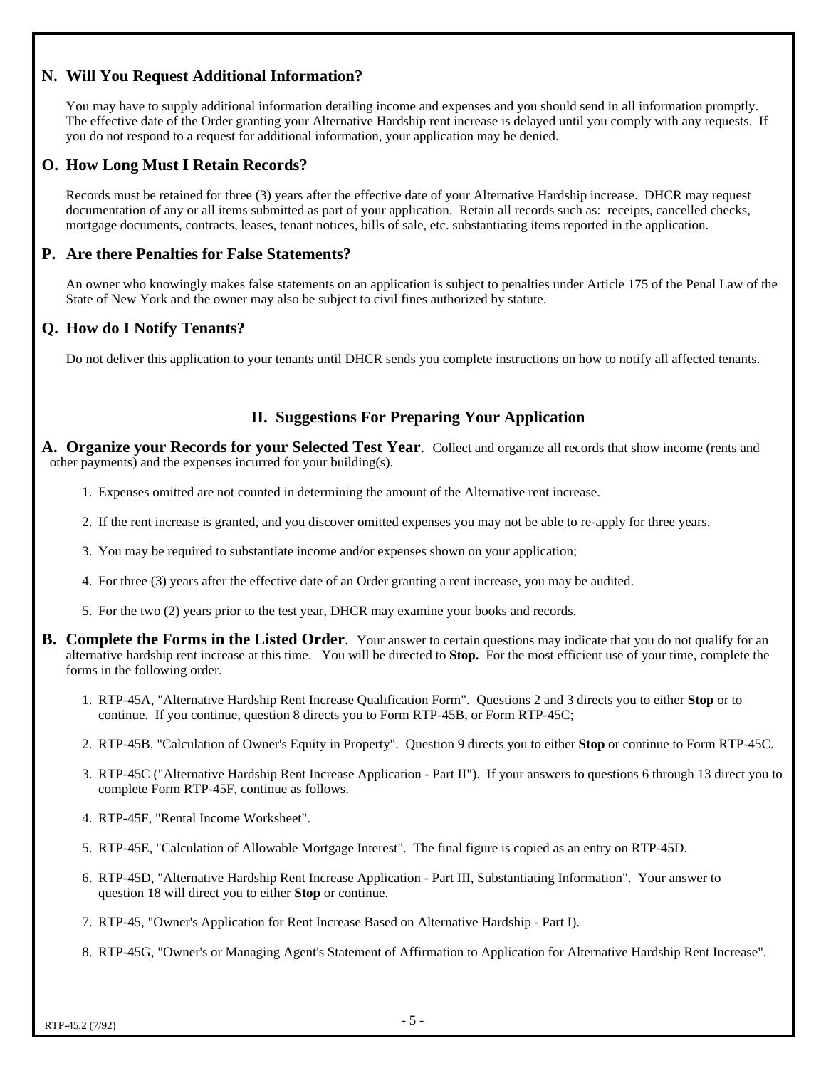### N. Will You Request Additional Information?

You may have to supply additional information detailing income and expenses and you should send in all information promptly. The effective date of the Order granting your Alternative Hardship rent increase is delayed until you comply with any requests. If you do not respond to a request for additional information, your application may be denied.

### O. How Long Must I Retain Records?

Records must be retained for three (3) years after the effective date of your Alternative Hardship increase. DHCR may request documentation of any or all items submitted as part of your application. Retain all records such as: receipts, cancelled checks, mortgage documents, contracts, leases, tenant notices, bills of sale, etc. substantiating items reported in the application.

### P. Are there Penalties for False Statements?

An owner who knowingly makes false statements on an application is subject to penalties under Article 175 of the Penal Law of the State of New York and the owner may also be subject to civil fines authorized by statute.

### Q. How do I Notify Tenants?

Do not deliver this application to your tenants until DHCR sends you complete instructions on how to notify all affected tenants.

## II. Suggestions For Preparing Your Application

**A. Organize your Records for your Selected Test Year**. Collect and organize all records that show income (rents and other payments) and the expenses incurred for your building(s).

1. Expenses omitted are not counted in determining the amount of the Alternative rent increase.
2. If the rent increase is granted, and you discover omitted expenses you may not be able to re-apply for three years.
3. You may be required to substantiate income and/or expenses shown on your application;
4. For three (3) years after the effective date of an Order granting a rent increase, you may be audited.
5. For the two (2) years prior to the test year, DHCR may examine your books and records.

**B. Complete the Forms in the Listed Order**. Your answer to certain questions may indicate that you do not qualify for an alternative hardship rent increase at this time. You will be directed to **Stop.** For the most efficient use of your time, complete the forms in the following order.

1. RTP-45A, "Alternative Hardship Rent Increase Qualification Form". Questions 2 and 3 directs you to either **Stop** or to continue. If you continue, question 8 directs you to Form RTP-45B, or Form RTP-45C;
2. RTP-45B, "Calculation of Owner's Equity in Property". Question 9 directs you to either **Stop** or continue to Form RTP-45C.
3. RTP-45C ("Alternative Hardship Rent Increase Application - Part II"). If your answers to questions 6 through 13 direct you to complete Form RTP-45F, continue as follows.
4. RTP-45F, "Rental Income Worksheet".
5. RTP-45E, "Calculation of Allowable Mortgage Interest". The final figure is copied as an entry on RTP-45D.
6. RTP-45D, "Alternative Hardship Rent Increase Application - Part III, Substantiating Information". Your answer to question 18 will direct you to either **Stop** or continue.
7. RTP-45, "Owner's Application for Rent Increase Based on Alternative Hardship - Part I).
8. RTP-45G, "Owner's or Managing Agent's Statement of Affirmation to Application for Alternative Hardship Rent Increase".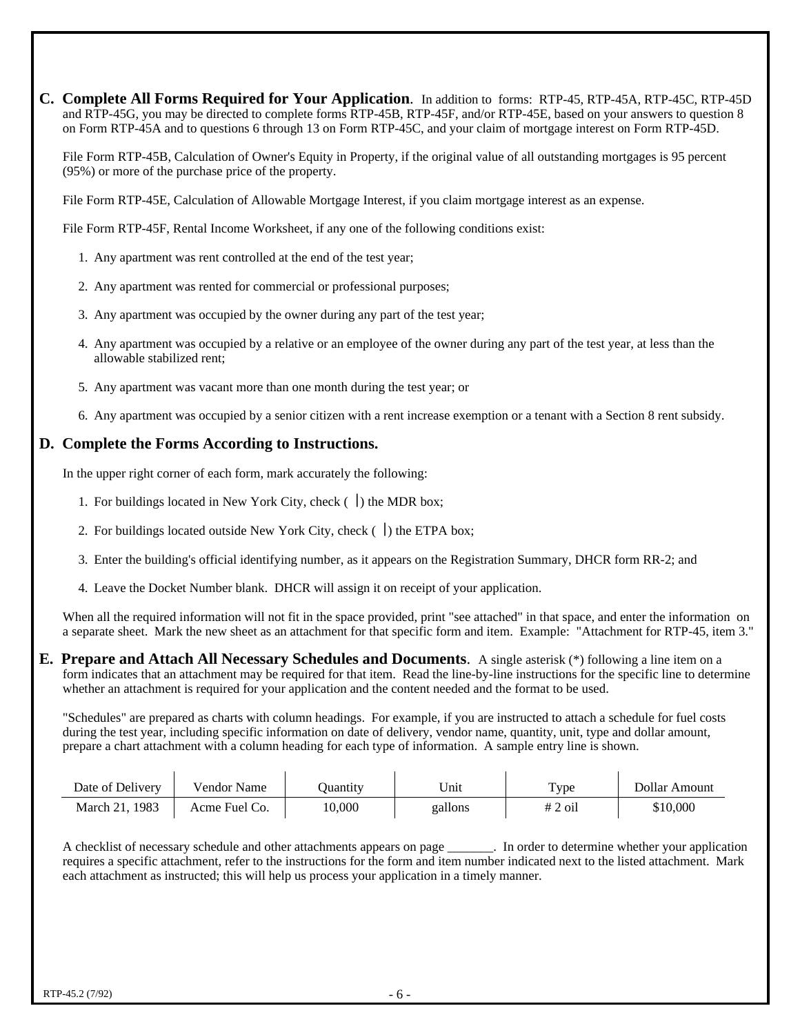**C. Complete All Forms Required for Your Application**. In addition to forms: RTP-45, RTP-45A, RTP-45C, RTP-45D and RTP-45G, you may be directed to complete forms RTP-45B, RTP-45F, and/or RTP-45E, based on your answers to question 8 on Form RTP-45A and to questions 6 through 13 on Form RTP-45C, and your claim of mortgage interest on Form RTP-45D.

File Form RTP-45B, Calculation of Owner's Equity in Property, if the original value of all outstanding mortgages is 95 percent (95%) or more of the purchase price of the property.

File Form RTP-45E, Calculation of Allowable Mortgage Interest, if you claim mortgage interest as an expense.

File Form RTP-45F, Rental Income Worksheet, if any one of the following conditions exist:

1. Any apartment was rent controlled at the end of the test year;
2. Any apartment was rented for commercial or professional purposes;
3. Any apartment was occupied by the owner during any part of the test year;
4. Any apartment was occupied by a relative or an employee of the owner during any part of the test year, at less than the allowable stabilized rent;
5. Any apartment was vacant more than one month during the test year; or
6. Any apartment was occupied by a senior citizen with a rent increase exemption or a tenant with a Section 8 rent subsidy.

## D. Complete the Forms According to Instructions.

In the upper right corner of each form, mark accurately the following:

1. For buildings located in New York City, check ( ) the MDR box;
2. For buildings located outside New York City, check ( ) the ETPA box;
3. Enter the building's official identifying number, as it appears on the Registration Summary, DHCR form RR-2; and
4. Leave the Docket Number blank. DHCR will assign it on receipt of your application.

When all the required information will not fit in the space provided, print "see attached" in that space, and enter the information on a separate sheet. Mark the new sheet as an attachment for that specific form and item. Example: "Attachment for RTP-45, item 3."

**E. Prepare and Attach All Necessary Schedules and Documents**. A single asterisk (*) following a line item on a form indicates that an attachment may be required for that item. Read the line-by-line instructions for the specific line to determine whether an attachment is required for your application and the content needed and the format to be used.

"Schedules" are prepared as charts with column headings. For example, if you are instructed to attach a schedule for fuel costs during the test year, including specific information on date of delivery, vendor name, quantity, unit, type and dollar amount, prepare a chart attachment with a column heading for each type of information. A sample entry line is shown.

| Date of Delivery | Vendor Name | Quantity | Unit | Type | Dollar Amount |
|---|---|---|---|---|---|
| March 21, 1983 | Acme Fuel Co. | 10,000 | gallons | # 2 oil | $10,000 |

A checklist of necessary schedule and other attachments appears on page _______. In order to determine whether your application requires a specific attachment, refer to the instructions for the form and item number indicated next to the listed attachment. Mark each attachment as instructed; this will help us process your application in a timely manner.

RTP-45.2 (7/92)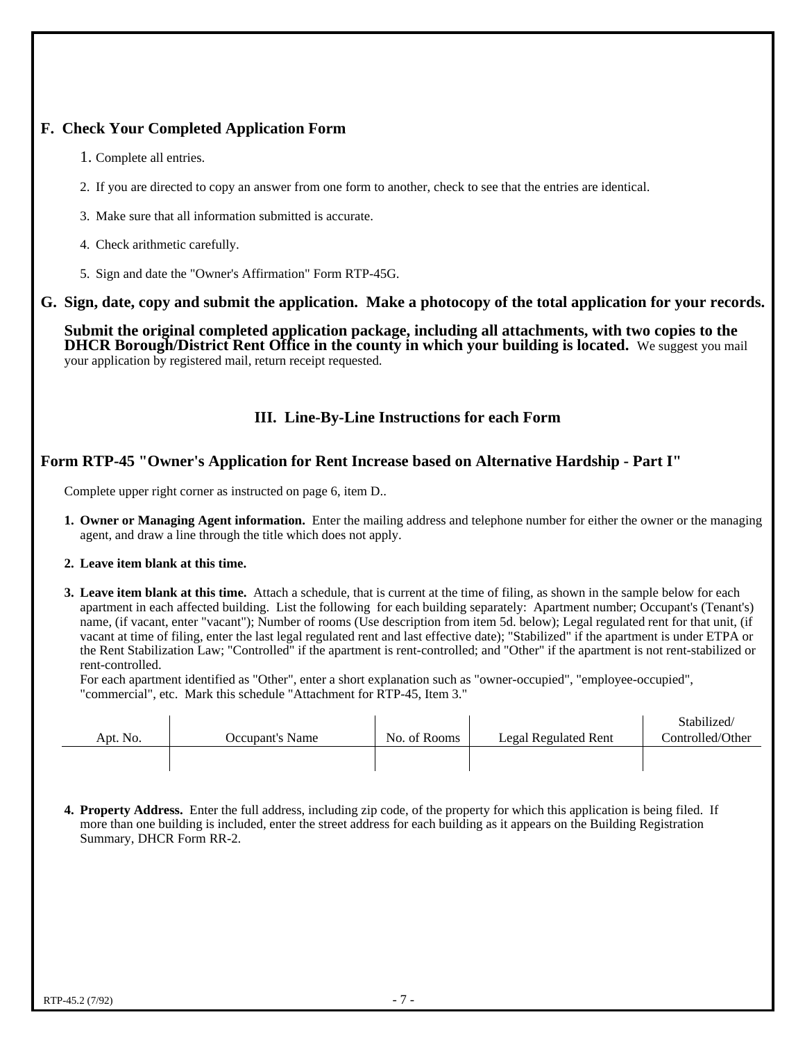## F. Check Your Completed Application Form

1. Complete all entries.
2. If you are directed to copy an answer from one form to another, check to see that the entries are identical.
3. Make sure that all information submitted is accurate.
4. Check arithmetic carefully.
5. Sign and date the "Owner's Affirmation" Form RTP-45G.

## G. Sign, date, copy and submit the application. Make a photocopy of the total application for your records.

**Submit the original completed application package, including all attachments, with two copies to the DHCR Borough/District Rent Office in the county in which your building is located.** We suggest you mail your application by registered mail, return receipt requested.

## III. Line-By-Line Instructions for each Form

### Form RTP-45 "Owner's Application for Rent Increase based on Alternative Hardship - Part I"

Complete upper right corner as instructed on page 6, item D..

1. **Owner or Managing Agent information.** Enter the mailing address and telephone number for either the owner or the managing agent, and draw a line through the title which does not apply.

2. **Leave item blank at this time.**

3. **Leave item blank at this time.** Attach a schedule, that is current at the time of filing, as shown in the sample below for each apartment in each affected building. List the following for each building separately: Apartment number; Occupant's (Tenant's) name, (if vacant, enter "vacant"); Number of rooms (Use description from item 5d. below); Legal regulated rent for that unit, (if vacant at time of filing, enter the last legal regulated rent and last effective date); "Stabilized" if the apartment is under ETPA or the Rent Stabilization Law; "Controlled" if the apartment is rent-controlled; and "Other" if the apartment is not rent-stabilized or rent-controlled.
   For each apartment identified as "Other", enter a short explanation such as "owner-occupied", "employee-occupied", "commercial", etc. Mark this schedule "Attachment for RTP-45, Item 3."

| Apt. No. | Occupant's Name | No. of Rooms | Legal Regulated Rent | Stabilized/ Controlled/Other |
|---|---|---|---|---|
| | | | | |

4. **Property Address.** Enter the full address, including zip code, of the property for which this application is being filed. If more than one building is included, enter the street address for each building as it appears on the Building Registration Summary, DHCR Form RR-2.

RTP-45.2 (7/92)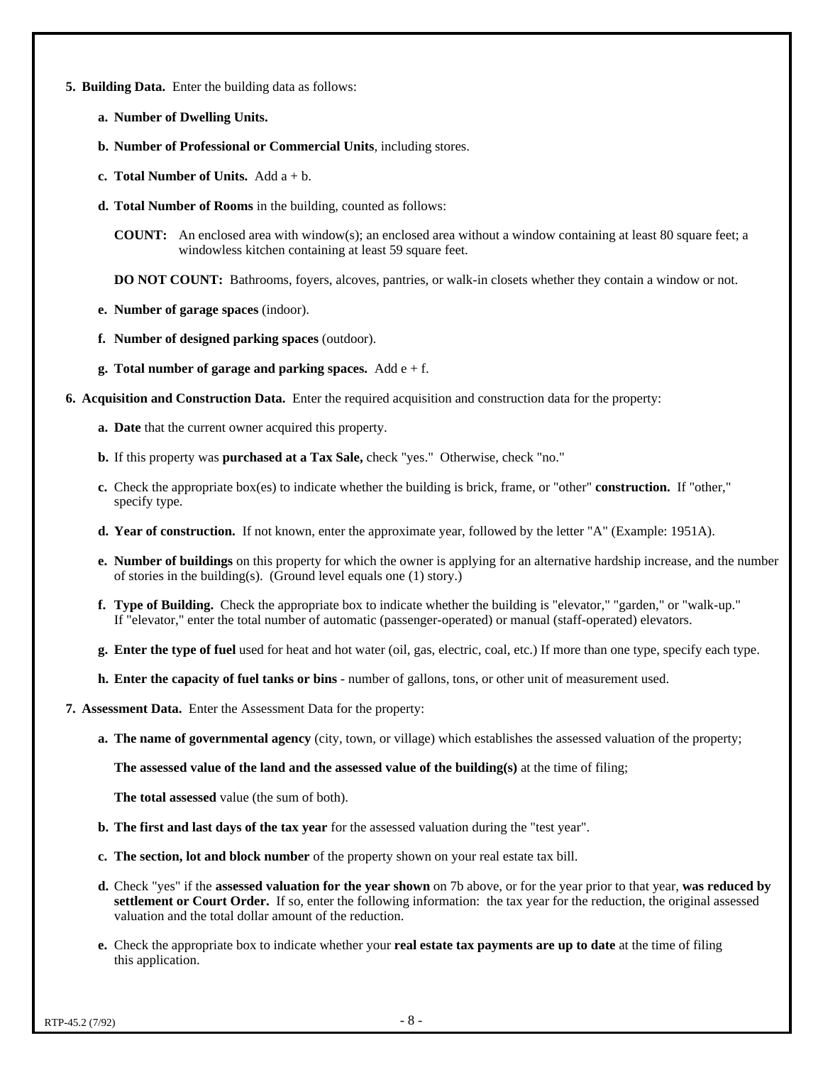5. **Building Data.** Enter the building data as follows:

   a. **Number of Dwelling Units.**

   b. **Number of Professional or Commercial Units**, including stores.

   c. **Total Number of Units.** Add a + b.

   d. **Total Number of Rooms** in the building, counted as follows:

      **COUNT:** An enclosed area with window(s); an enclosed area without a window containing at least 80 square feet; a windowless kitchen containing at least 59 square feet.

      **DO NOT COUNT:** Bathrooms, foyers, alcoves, pantries, or walk-in closets whether they contain a window or not.

   e. **Number of garage spaces** (indoor).

   f. **Number of designed parking spaces** (outdoor).

   g. **Total number of garage and parking spaces.** Add e + f.

6. **Acquisition and Construction Data.** Enter the required acquisition and construction data for the property:

   a. **Date** that the current owner acquired this property.

   b. If this property was **purchased at a Tax Sale,** check "yes." Otherwise, check "no."

   c. Check the appropriate box(es) to indicate whether the building is brick, frame, or "other" **construction.** If "other," specify type.

   d. **Year of construction.** If not known, enter the approximate year, followed by the letter "A" (Example: 1951A).

   e. **Number of buildings** on this property for which the owner is applying for an alternative hardship increase, and the number of stories in the building(s). (Ground level equals one (1) story.)

   f. **Type of Building.** Check the appropriate box to indicate whether the building is "elevator," "garden," or "walk-up." If "elevator," enter the total number of automatic (passenger-operated) or manual (staff-operated) elevators.

   g. **Enter the type of fuel** used for heat and hot water (oil, gas, electric, coal, etc.) If more than one type, specify each type.

   h. **Enter the capacity of fuel tanks or bins** - number of gallons, tons, or other unit of measurement used.

7. **Assessment Data.** Enter the Assessment Data for the property:

   a. **The name of governmental agency** (city, town, or village) which establishes the assessed valuation of the property;

      **The assessed value of the land and the assessed value of the building(s)** at the time of filing;

      **The total assessed** value (the sum of both).

   b. **The first and last days of the tax year** for the assessed valuation during the "test year".

   c. **The section, lot and block number** of the property shown on your real estate tax bill.

   d. Check "yes" if the **assessed valuation for the year shown** on 7b above, or for the year prior to that year, **was reduced by settlement or Court Order.** If so, enter the following information: the tax year for the reduction, the original assessed valuation and the total dollar amount of the reduction.

   e. Check the appropriate box to indicate whether your **real estate tax payments are up to date** at the time of filing this application.

RTP-45.2 (7/92)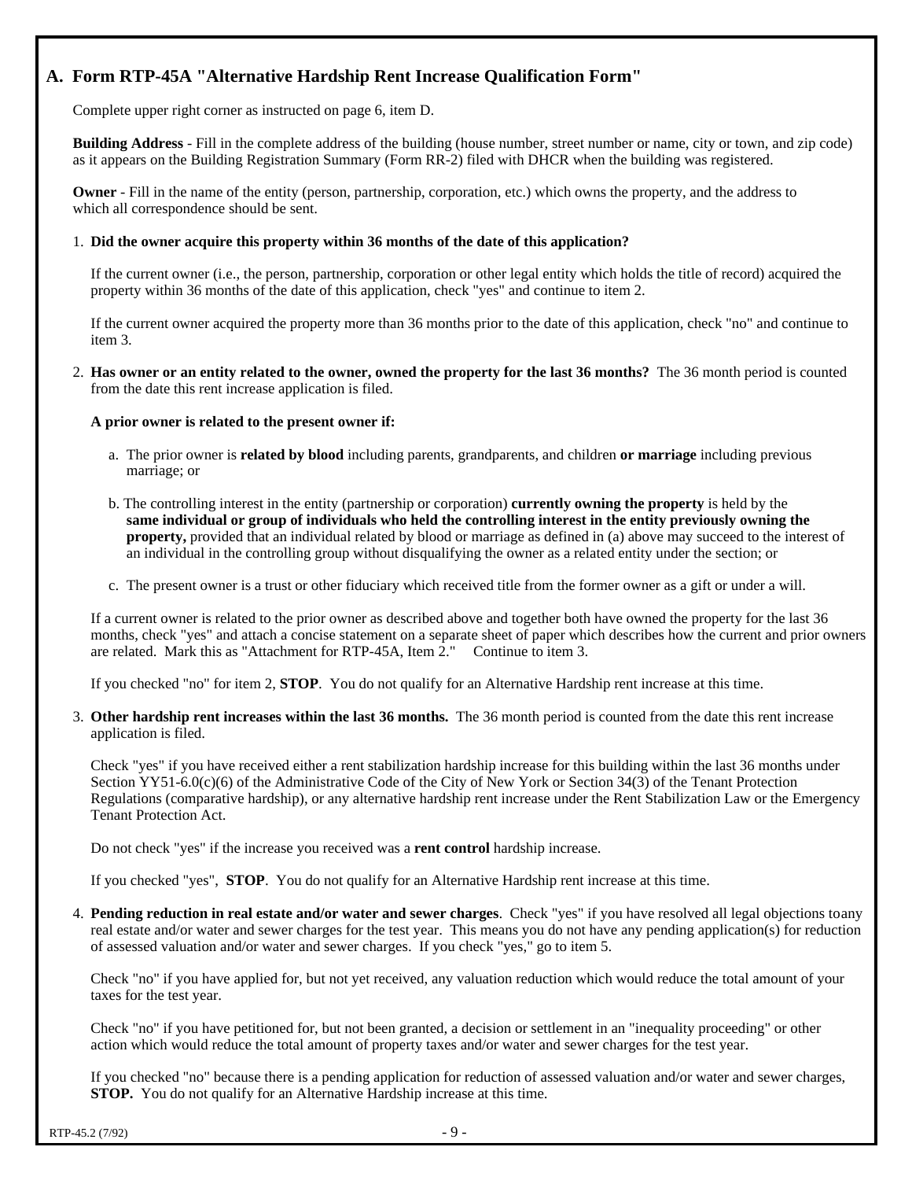## A. Form RTP-45A "Alternative Hardship Rent Increase Qualification Form"

Complete upper right corner as instructed on page 6, item D.

**Building Address** - Fill in the complete address of the building (house number, street number or name, city or town, and zip code) as it appears on the Building Registration Summary (Form RR-2) filed with DHCR when the building was registered.

**Owner** - Fill in the name of the entity (person, partnership, corporation, etc.) which owns the property, and the address to which all correspondence should be sent.

1. **Did the owner acquire this property within 36 months of the date of this application?**

   If the current owner (i.e., the person, partnership, corporation or other legal entity which holds the title of record) acquired the property within 36 months of the date of this application, check "yes" and continue to item 2.

   If the current owner acquired the property more than 36 months prior to the date of this application, check "no" and continue to item 3.

2. **Has owner or an entity related to the owner, owned the property for the last 36 months?** The 36 month period is counted from the date this rent increase application is filed.

   **A prior owner is related to the present owner if:**

   a. The prior owner is **related by blood** including parents, grandparents, and children **or marriage** including previous marriage; or

   b. The controlling interest in the entity (partnership or corporation) **currently owning the property** is held by the **same individual or group of individuals who held the controlling interest in the entity previously owning the property,** provided that an individual related by blood or marriage as defined in (a) above may succeed to the interest of an individual in the controlling group without disqualifying the owner as a related entity under the section; or

   c. The present owner is a trust or other fiduciary which received title from the former owner as a gift or under a will.

   If a current owner is related to the prior owner as described above and together both have owned the property for the last 36 months, check "yes" and attach a concise statement on a separate sheet of paper which describes how the current and prior owners are related. Mark this as "Attachment for RTP-45A, Item 2." Continue to item 3.

   If you checked "no" for item 2, **STOP**. You do not qualify for an Alternative Hardship rent increase at this time.

3. **Other hardship rent increases within the last 36 months.** The 36 month period is counted from the date this rent increase application is filed.

   Check "yes" if you have received either a rent stabilization hardship increase for this building within the last 36 months under Section YY51-6.0(c)(6) of the Administrative Code of the City of New York or Section 34(3) of the Tenant Protection Regulations (comparative hardship), or any alternative hardship rent increase under the Rent Stabilization Law or the Emergency Tenant Protection Act.

   Do not check "yes" if the increase you received was a **rent control** hardship increase.

   If you checked "yes", **STOP**. You do not qualify for an Alternative Hardship rent increase at this time.

4. **Pending reduction in real estate and/or water and sewer charges**. Check "yes" if you have resolved all legal objections toany real estate and/or water and sewer charges for the test year. This means you do not have any pending application(s) for reduction of assessed valuation and/or water and sewer charges. If you check "yes," go to item 5.

   Check "no" if you have applied for, but not yet received, any valuation reduction which would reduce the total amount of your taxes for the test year.

   Check "no" if you have petitioned for, but not been granted, a decision or settlement in an "inequality proceeding" or other action which would reduce the total amount of property taxes and/or water and sewer charges for the test year.

   If you checked "no" because there is a pending application for reduction of assessed valuation and/or water and sewer charges, **STOP.** You do not qualify for an Alternative Hardship increase at this time.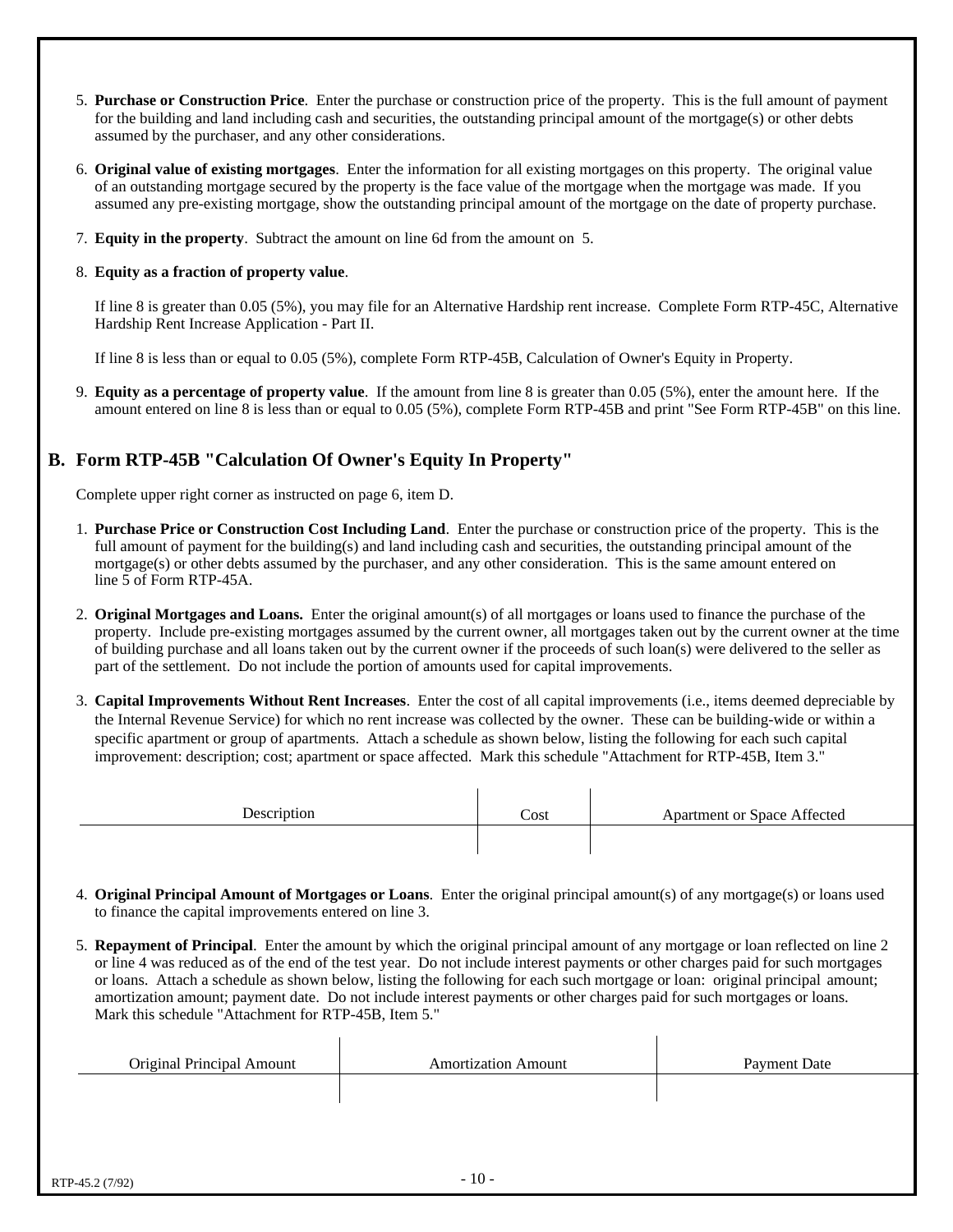5. **Purchase or Construction Price**. Enter the purchase or construction price of the property. This is the full amount of payment for the building and land including cash and securities, the outstanding principal amount of the mortgage(s) or other debts assumed by the purchaser, and any other considerations.

6. **Original value of existing mortgages**. Enter the information for all existing mortgages on this property. The original value of an outstanding mortgage secured by the property is the face value of the mortgage when the mortgage was made. If you assumed any pre-existing mortgage, show the outstanding principal amount of the mortgage on the date of property purchase.

7. **Equity in the property**. Subtract the amount on line 6d from the amount on 5.

8. **Equity as a fraction of property value**.

   If line 8 is greater than 0.05 (5%), you may file for an Alternative Hardship rent increase. Complete Form RTP-45C, Alternative Hardship Rent Increase Application - Part II.

   If line 8 is less than or equal to 0.05 (5%), complete Form RTP-45B, Calculation of Owner's Equity in Property.

9. **Equity as a percentage of property value**. If the amount from line 8 is greater than 0.05 (5%), enter the amount here. If the amount entered on line 8 is less than or equal to 0.05 (5%), complete Form RTP-45B and print "See Form RTP-45B" on this line.

## B. Form RTP-45B "Calculation Of Owner's Equity In Property"

Complete upper right corner as instructed on page 6, item D.

1. **Purchase Price or Construction Cost Including Land**. Enter the purchase or construction price of the property. This is the full amount of payment for the building(s) and land including cash and securities, the outstanding principal amount of the mortgage(s) or other debts assumed by the purchaser, and any other consideration. This is the same amount entered on line 5 of Form RTP-45A.

2. **Original Mortgages and Loans.** Enter the original amount(s) of all mortgages or loans used to finance the purchase of the property. Include pre-existing mortgages assumed by the current owner, all mortgages taken out by the current owner at the time of building purchase and all loans taken out by the current owner if the proceeds of such loan(s) were delivered to the seller as part of the settlement. Do not include the portion of amounts used for capital improvements.

3. **Capital Improvements Without Rent Increases**. Enter the cost of all capital improvements (i.e., items deemed depreciable by the Internal Revenue Service) for which no rent increase was collected by the owner. These can be building-wide or within a specific apartment or group of apartments. Attach a schedule as shown below, listing the following for each such capital improvement: description; cost; apartment or space affected. Mark this schedule "Attachment for RTP-45B, Item 3."

| Description | Cost | Apartment or Space Affected |
|---|---|---|
| | | |

4. **Original Principal Amount of Mortgages or Loans**. Enter the original principal amount(s) of any mortgage(s) or loans used to finance the capital improvements entered on line 3.

5. **Repayment of Principal**. Enter the amount by which the original principal amount of any mortgage or loan reflected on line 2 or line 4 was reduced as of the end of the test year. Do not include interest payments or other charges paid for such mortgages or loans. Attach a schedule as shown below, listing the following for each such mortgage or loan: original principal amount; amortization amount; payment date. Do not include interest payments or other charges paid for such mortgages or loans. Mark this schedule "Attachment for RTP-45B, Item 5."

| Original Principal Amount | Amortization Amount | Payment Date |
|---|---|---|
| | | |

RTP-45.2 (7/92)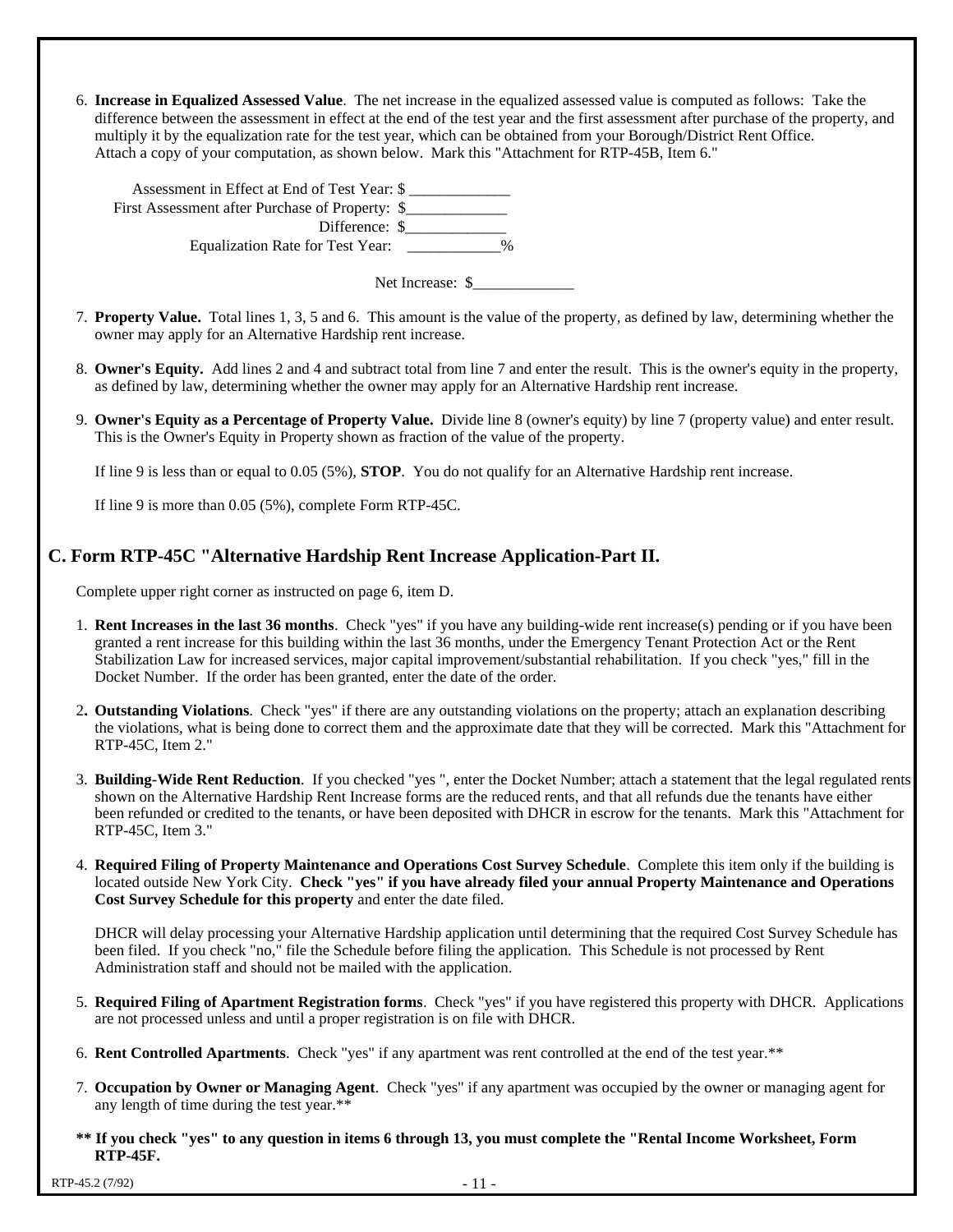6. **Increase in Equalized Assessed Value**. The net increase in the equalized assessed value is computed as follows: Take the difference between the assessment in effect at the end of the test year and the first assessment after purchase of the property, and multiply it by the equalization rate for the test year, which can be obtained from your Borough/District Rent Office. Attach a copy of your computation, as shown below. Mark this "Attachment for RTP-45B, Item 6."

   Assessment in Effect at End of Test Year: $ _____________
   First Assessment after Purchase of Property: $_____________
   Difference: $_____________
   Equalization Rate for Test Year: ____________%

   Net Increase: $_____________

7. **Property Value.** Total lines 1, 3, 5 and 6. This amount is the value of the property, as defined by law, determining whether the owner may apply for an Alternative Hardship rent increase.

8. **Owner's Equity.** Add lines 2 and 4 and subtract total from line 7 and enter the result. This is the owner's equity in the property, as defined by law, determining whether the owner may apply for an Alternative Hardship rent increase.

9. **Owner's Equity as a Percentage of Property Value.** Divide line 8 (owner's equity) by line 7 (property value) and enter result. This is the Owner's Equity in Property shown as fraction of the value of the property.

   If line 9 is less than or equal to 0.05 (5%), **STOP**. You do not qualify for an Alternative Hardship rent increase.

   If line 9 is more than 0.05 (5%), complete Form RTP-45C.

## C. Form RTP-45C "Alternative Hardship Rent Increase Application-Part II.

Complete upper right corner as instructed on page 6, item D.

1. **Rent Increases in the last 36 months**. Check "yes" if you have any building-wide rent increase(s) pending or if you have been granted a rent increase for this building within the last 36 months, under the Emergency Tenant Protection Act or the Rent Stabilization Law for increased services, major capital improvement/substantial rehabilitation. If you check "yes," fill in the Docket Number. If the order has been granted, enter the date of the order.

2. **Outstanding Violations**. Check "yes" if there are any outstanding violations on the property; attach an explanation describing the violations, what is being done to correct them and the approximate date that they will be corrected. Mark this "Attachment for RTP-45C, Item 2."

3. **Building-Wide Rent Reduction**. If you checked "yes ", enter the Docket Number; attach a statement that the legal regulated rents shown on the Alternative Hardship Rent Increase forms are the reduced rents, and that all refunds due the tenants have either been refunded or credited to the tenants, or have been deposited with DHCR in escrow for the tenants. Mark this "Attachment for RTP-45C, Item 3."

4. **Required Filing of Property Maintenance and Operations Cost Survey Schedule**. Complete this item only if the building is located outside New York City. **Check "yes" if you have already filed your annual Property Maintenance and Operations Cost Survey Schedule for this property** and enter the date filed.

   DHCR will delay processing your Alternative Hardship application until determining that the required Cost Survey Schedule has been filed. If you check "no," file the Schedule before filing the application. This Schedule is not processed by Rent Administration staff and should not be mailed with the application.

5. **Required Filing of Apartment Registration forms**. Check "yes" if you have registered this property with DHCR. Applications are not processed unless and until a proper registration is on file with DHCR.

6. **Rent Controlled Apartments**. Check "yes" if any apartment was rent controlled at the end of the test year.**

7. **Occupation by Owner or Managing Agent**. Check "yes" if any apartment was occupied by the owner or managing agent for any length of time during the test year.**

**** If you check "yes" to any question in items 6 through 13, you must complete the "Rental Income Worksheet, Form RTP-45F.**

RTP-45.2 (7/92)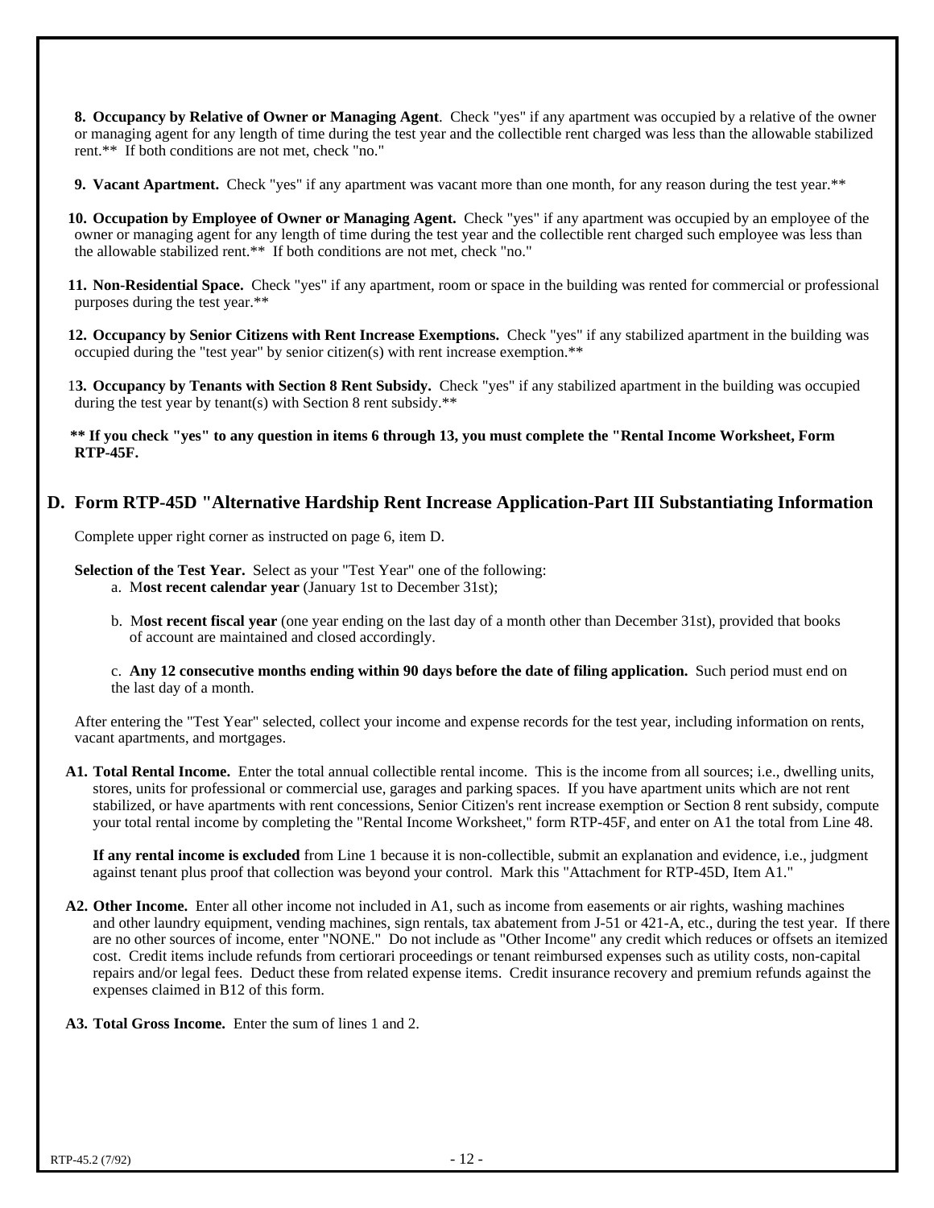**8. Occupancy by Relative of Owner or Managing Agent**. Check "yes" if any apartment was occupied by a relative of the owner or managing agent for any length of time during the test year and the collectible rent charged was less than the allowable stabilized rent.** If both conditions are not met, check "no."

**9. Vacant Apartment.** Check "yes" if any apartment was vacant more than one month, for any reason during the test year.**

**10. Occupation by Employee of Owner or Managing Agent.** Check "yes" if any apartment was occupied by an employee of the owner or managing agent for any length of time during the test year and the collectible rent charged such employee was less than the allowable stabilized rent.** If both conditions are not met, check "no."

**11. Non-Residential Space.** Check "yes" if any apartment, room or space in the building was rented for commercial or professional purposes during the test year.**

**12. Occupancy by Senior Citizens with Rent Increase Exemptions.** Check "yes" if any stabilized apartment in the building was occupied during the "test year" by senior citizen(s) with rent increase exemption.**

1**3. Occupancy by Tenants with Section 8 Rent Subsidy.** Check "yes" if any stabilized apartment in the building was occupied during the test year by tenant(s) with Section 8 rent subsidy.**

**** If you check "yes" to any question in items 6 through 13, you must complete the "Rental Income Worksheet, Form RTP-45F.**

## D. Form RTP-45D "Alternative Hardship Rent Increase Application-Part III Substantiating Information

Complete upper right corner as instructed on page 6, item D.

**Selection of the Test Year.** Select as your "Test Year" one of the following:

a. M**ost recent calendar year** (January 1st to December 31st);

b. M**ost recent fiscal year** (one year ending on the last day of a month other than December 31st), provided that books of account are maintained and closed accordingly.

c. **Any 12 consecutive months ending within 90 days before the date of filing application.** Such period must end on the last day of a month.

After entering the "Test Year" selected, collect your income and expense records for the test year, including information on rents, vacant apartments, and mortgages.

**A1. Total Rental Income.** Enter the total annual collectible rental income. This is the income from all sources; i.e., dwelling units, stores, units for professional or commercial use, garages and parking spaces. If you have apartment units which are not rent stabilized, or have apartments with rent concessions, Senior Citizen's rent increase exemption or Section 8 rent subsidy, compute your total rental income by completing the "Rental Income Worksheet," form RTP-45F, and enter on A1 the total from Line 48.

**If any rental income is excluded** from Line 1 because it is non-collectible, submit an explanation and evidence, i.e., judgment against tenant plus proof that collection was beyond your control. Mark this "Attachment for RTP-45D, Item A1."

**A2. Other Income.** Enter all other income not included in A1, such as income from easements or air rights, washing machines and other laundry equipment, vending machines, sign rentals, tax abatement from J-51 or 421-A, etc., during the test year. If there are no other sources of income, enter "NONE." Do not include as "Other Income" any credit which reduces or offsets an itemized cost. Credit items include refunds from certiorari proceedings or tenant reimbursed expenses such as utility costs, non-capital repairs and/or legal fees. Deduct these from related expense items. Credit insurance recovery and premium refunds against the expenses claimed in B12 of this form.

**A3. Total Gross Income.** Enter the sum of lines 1 and 2.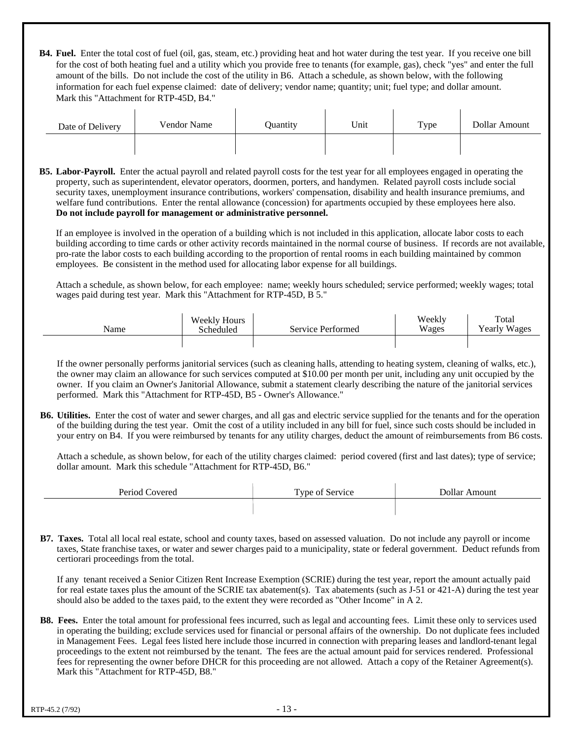**B4. Fuel.** Enter the total cost of fuel (oil, gas, steam, etc.) providing heat and hot water during the test year. If you receive one bill for the cost of both heating fuel and a utility which you provide free to tenants (for example, gas), check "yes" and enter the full amount of the bills. Do not include the cost of the utility in B6. Attach a schedule, as shown below, with the following information for each fuel expense claimed: date of delivery; vendor name; quantity; unit; fuel type; and dollar amount. Mark this "Attachment for RTP-45D, B4."

| Date of Delivery | Vendor Name | Quantity | Unit | Type | Dollar Amount |
|---|---|---|---|---|---|
| | | | | | |

**B5. Labor-Payroll.** Enter the actual payroll and related payroll costs for the test year for all employees engaged in operating the property, such as superintendent, elevator operators, doormen, porters, and handymen. Related payroll costs include social security taxes, unemployment insurance contributions, workers' compensation, disability and health insurance premiums, and welfare fund contributions. Enter the rental allowance (concession) for apartments occupied by these employees here also. **Do not include payroll for management or administrative personnel.**

If an employee is involved in the operation of a building which is not included in this application, allocate labor costs to each building according to time cards or other activity records maintained in the normal course of business. If records are not available, pro-rate the labor costs to each building according to the proportion of rental rooms in each building maintained by common employees. Be consistent in the method used for allocating labor expense for all buildings.

Attach a schedule, as shown below, for each employee: name; weekly hours scheduled; service performed; weekly wages; total wages paid during test year. Mark this "Attachment for RTP-45D, B 5."

| Name | Weekly Hours Scheduled | Service Performed | Weekly Wages | Total Yearly Wages |
|---|---|---|---|---|
| | | | | |

If the owner personally performs janitorial services (such as cleaning halls, attending to heating system, cleaning of walks, etc.), the owner may claim an allowance for such services computed at $10.00 per month per unit, including any unit occupied by the owner. If you claim an Owner's Janitorial Allowance, submit a statement clearly describing the nature of the janitorial services performed. Mark this "Attachment for RTP-45D, B5 - Owner's Allowance."

**B6. Utilities.** Enter the cost of water and sewer charges, and all gas and electric service supplied for the tenants and for the operation of the building during the test year. Omit the cost of a utility included in any bill for fuel, since such costs should be included in your entry on B4. If you were reimbursed by tenants for any utility charges, deduct the amount of reimbursements from B6 costs.

Attach a schedule, as shown below, for each of the utility charges claimed: period covered (first and last dates); type of service; dollar amount. Mark this schedule "Attachment for RTP-45D, B6."

| Period Covered | Type of Service | Dollar Amount |
|---|---|---|
| | | |

**B7. Taxes.** Total all local real estate, school and county taxes, based on assessed valuation. Do not include any payroll or income taxes, State franchise taxes, or water and sewer charges paid to a municipality, state or federal government. Deduct refunds from certiorari proceedings from the total.

If any tenant received a Senior Citizen Rent Increase Exemption (SCRIE) during the test year, report the amount actually paid for real estate taxes plus the amount of the SCRIE tax abatement(s). Tax abatements (such as J-51 or 421-A) during the test year should also be added to the taxes paid, to the extent they were recorded as "Other Income" in A 2.

**B8. Fees.** Enter the total amount for professional fees incurred, such as legal and accounting fees. Limit these only to services used in operating the building; exclude services used for financial or personal affairs of the ownership. Do not duplicate fees included in Management Fees. Legal fees listed here include those incurred in connection with preparing leases and landlord-tenant legal proceedings to the extent not reimbursed by the tenant. The fees are the actual amount paid for services rendered. Professional fees for representing the owner before DHCR for this proceeding are not allowed. Attach a copy of the Retainer Agreement(s). Mark this "Attachment for RTP-45D, B8."

RTP-45.2 (7/92)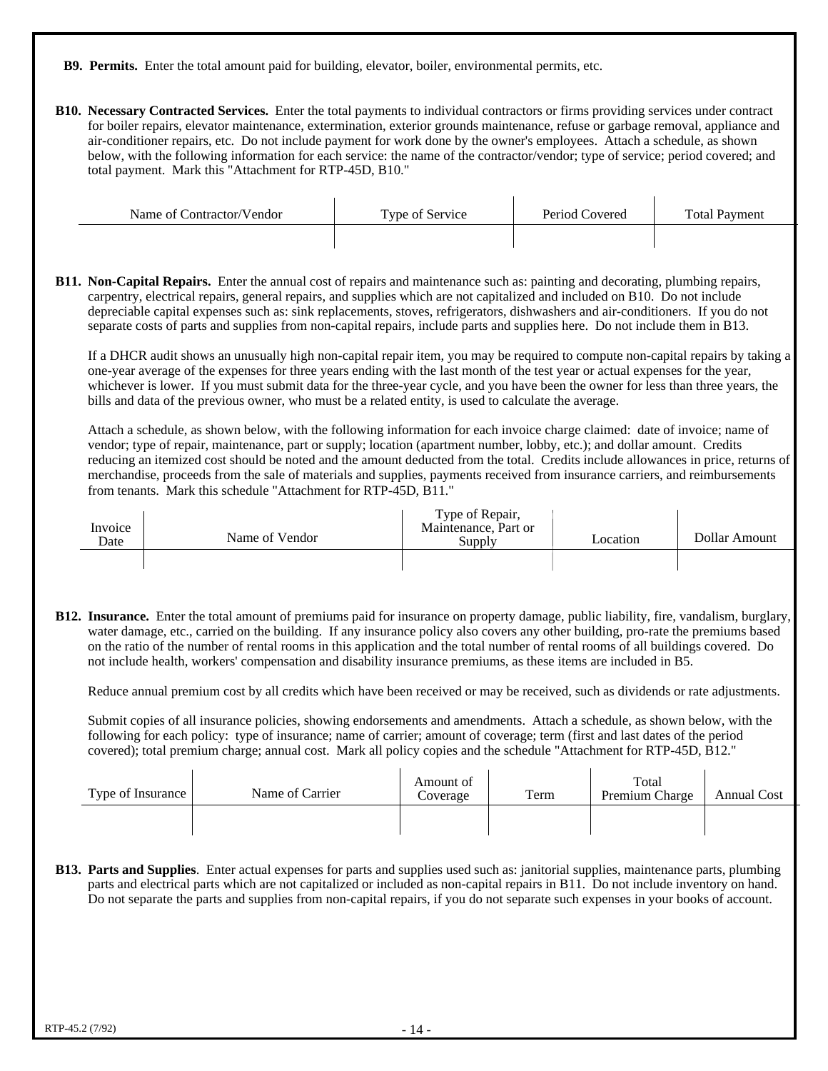**B9. Permits.** Enter the total amount paid for building, elevator, boiler, environmental permits, etc.

**B10. Necessary Contracted Services.** Enter the total payments to individual contractors or firms providing services under contract for boiler repairs, elevator maintenance, extermination, exterior grounds maintenance, refuse or garbage removal, appliance and air-conditioner repairs, etc. Do not include payment for work done by the owner's employees. Attach a schedule, as shown below, with the following information for each service: the name of the contractor/vendor; type of service; period covered; and total payment. Mark this "Attachment for RTP-45D, B10."

| Name of Contractor/Vendor | Type of Service | Period Covered | Total Payment |
|---|---|---|---|
| | | | |

**B11. Non-Capital Repairs.** Enter the annual cost of repairs and maintenance such as: painting and decorating, plumbing repairs, carpentry, electrical repairs, general repairs, and supplies which are not capitalized and included on B10. Do not include depreciable capital expenses such as: sink replacements, stoves, refrigerators, dishwashers and air-conditioners. If you do not separate costs of parts and supplies from non-capital repairs, include parts and supplies here. Do not include them in B13.

If a DHCR audit shows an unusually high non-capital repair item, you may be required to compute non-capital repairs by taking a one-year average of the expenses for three years ending with the last month of the test year or actual expenses for the year, whichever is lower. If you must submit data for the three-year cycle, and you have been the owner for less than three years, the bills and data of the previous owner, who must be a related entity, is used to calculate the average.

Attach a schedule, as shown below, with the following information for each invoice charge claimed: date of invoice; name of vendor; type of repair, maintenance, part or supply; location (apartment number, lobby, etc.); and dollar amount. Credits reducing an itemized cost should be noted and the amount deducted from the total. Credits include allowances in price, returns of merchandise, proceeds from the sale of materials and supplies, payments received from insurance carriers, and reimbursements from tenants. Mark this schedule "Attachment for RTP-45D, B11."

| Invoice Date | Name of Vendor | Type of Repair, Maintenance, Part or Supply | Location | Dollar Amount |
|---|---|---|---|---|
| | | | | |

**B12. Insurance.** Enter the total amount of premiums paid for insurance on property damage, public liability, fire, vandalism, burglary, water damage, etc., carried on the building. If any insurance policy also covers any other building, pro-rate the premiums based on the ratio of the number of rental rooms in this application and the total number of rental rooms of all buildings covered. Do not include health, workers' compensation and disability insurance premiums, as these items are included in B5.

Reduce annual premium cost by all credits which have been received or may be received, such as dividends or rate adjustments.

Submit copies of all insurance policies, showing endorsements and amendments. Attach a schedule, as shown below, with the following for each policy: type of insurance; name of carrier; amount of coverage; term (first and last dates of the period covered); total premium charge; annual cost. Mark all policy copies and the schedule "Attachment for RTP-45D, B12."

| Type of Insurance | Name of Carrier | Amount of Coverage | Term | Total Premium Charge | Annual Cost |
|---|---|---|---|---|---|
| | | | | | |

**B13. Parts and Supplies**. Enter actual expenses for parts and supplies used such as: janitorial supplies, maintenance parts, plumbing parts and electrical parts which are not capitalized or included as non-capital repairs in B11. Do not include inventory on hand. Do not separate the parts and supplies from non-capital repairs, if you do not separate such expenses in your books of account.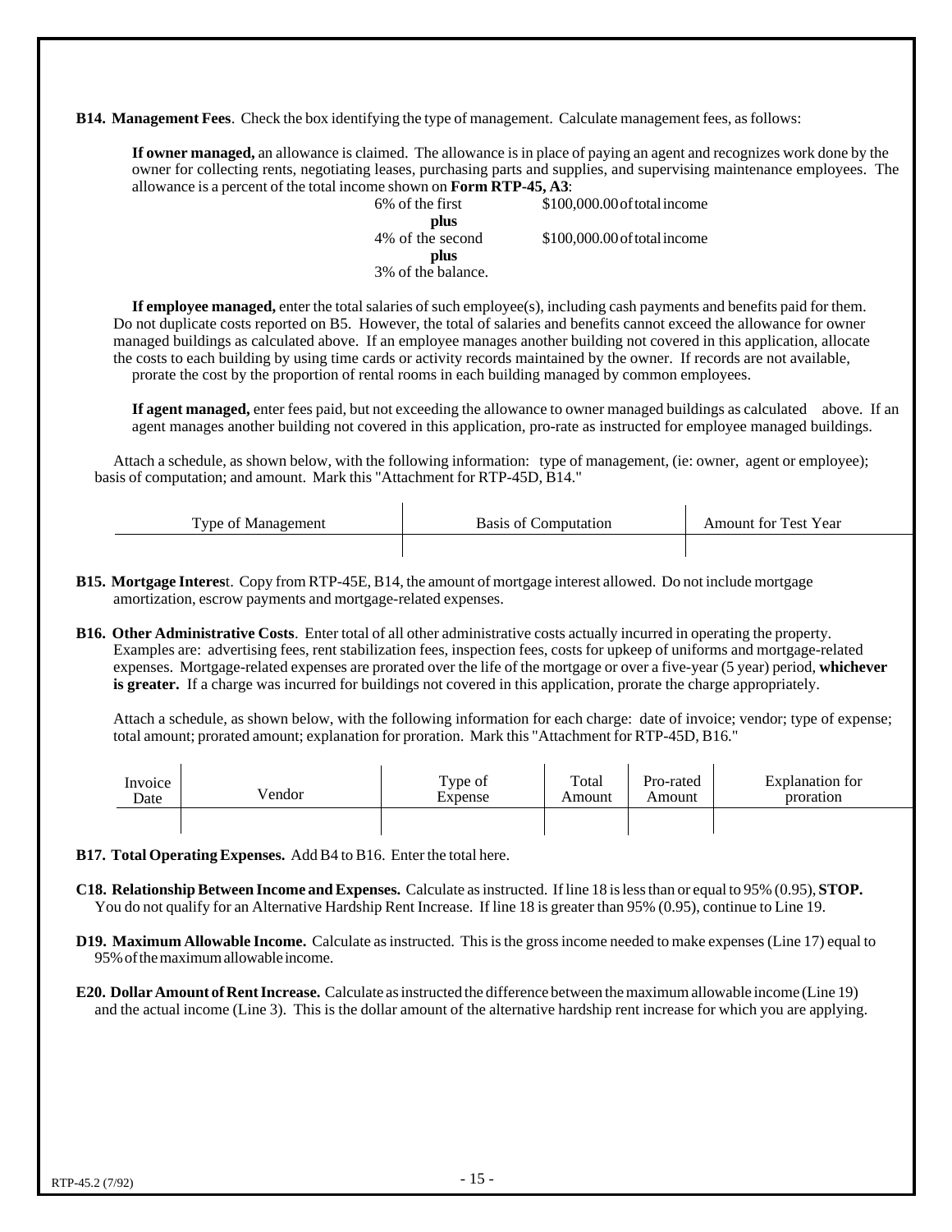**B14. Management Fees**. Check the box identifying the type of management. Calculate management fees, as follows:

**If owner managed,** an allowance is claimed. The allowance is in place of paying an agent and recognizes work done by the owner for collecting rents, negotiating leases, purchasing parts and supplies, and supervising maintenance employees. The allowance is a percent of the total income shown on **Form RTP-45, A3**:

6% of the first $100,000.00 of total income
**plus**
4% of the second $100,000.00 of total income
**plus**
3% of the balance.

**If employee managed,** enter the total salaries of such employee(s), including cash payments and benefits paid for them. Do not duplicate costs reported on B5. However, the total of salaries and benefits cannot exceed the allowance for owner managed buildings as calculated above. If an employee manages another building not covered in this application, allocate the costs to each building by using time cards or activity records maintained by the owner. If records are not available, prorate the cost by the proportion of rental rooms in each building managed by common employees.

**If agent managed,** enter fees paid, but not exceeding the allowance to owner managed buildings as calculated above. If an agent manages another building not covered in this application, pro-rate as instructed for employee managed buildings.

Attach a schedule, as shown below, with the following information: type of management, (ie: owner, agent or employee); basis of computation; and amount. Mark this "Attachment for RTP-45D, B14."

| Type of Management | Basis of Computation | Amount for Test Year |
|---|---|---|
| | | |

**B15. Mortgage Interest**. Copy from RTP-45E, B14, the amount of mortgage interest allowed. Do not include mortgage amortization, escrow payments and mortgage-related expenses.

**B16. Other Administrative Costs**. Enter total of all other administrative costs actually incurred in operating the property. Examples are: advertising fees, rent stabilization fees, inspection fees, costs for upkeep of uniforms and mortgage-related expenses. Mortgage-related expenses are prorated over the life of the mortgage or over a five-year (5 year) period, **whichever is greater.** If a charge was incurred for buildings not covered in this application, prorate the charge appropriately.

Attach a schedule, as shown below, with the following information for each charge: date of invoice; vendor; type of expense; total amount; prorated amount; explanation for proration. Mark this "Attachment for RTP-45D, B16."

| Invoice Date | Vendor | Type of Expense | Total Amount | Pro-rated Amount | Explanation for proration |
|---|---|---|---|---|---|
| | | | | | |

**B17. Total Operating Expenses.** Add B4 to B16. Enter the total here.

**C18. Relationship Between Income and Expenses.** Calculate as instructed. If line 18 is less than or equal to 95% (0.95), **STOP.** You do not qualify for an Alternative Hardship Rent Increase. If line 18 is greater than 95% (0.95), continue to Line 19.

**D19. Maximum Allowable Income.** Calculate as instructed. This is the gross income needed to make expenses (Line 17) equal to 95% of the maximum allowable income.

**E20. Dollar Amount of Rent Increase.** Calculate as instructed the difference between the maximum allowable income (Line 19) and the actual income (Line 3). This is the dollar amount of the alternative hardship rent increase for which you are applying.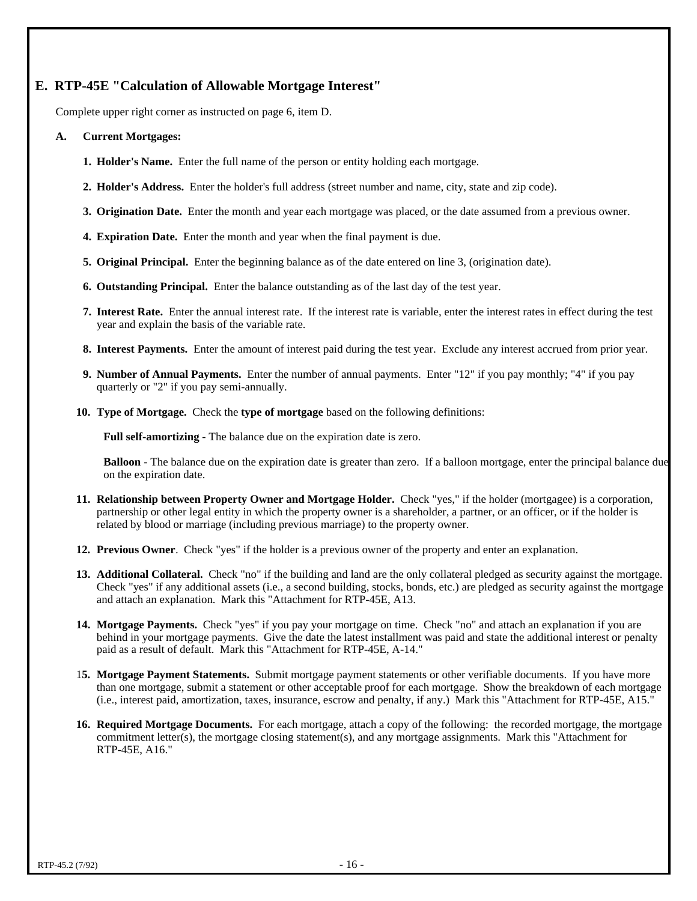## E. RTP-45E "Calculation of Allowable Mortgage Interest"

Complete upper right corner as instructed on page 6, item D.

**A. Current Mortgages:**

1. **Holder's Name.** Enter the full name of the person or entity holding each mortgage.

2. **Holder's Address.** Enter the holder's full address (street number and name, city, state and zip code).

3. **Origination Date.** Enter the month and year each mortgage was placed, or the date assumed from a previous owner.

4. **Expiration Date.** Enter the month and year when the final payment is due.

5. **Original Principal.** Enter the beginning balance as of the date entered on line 3, (origination date).

6. **Outstanding Principal.** Enter the balance outstanding as of the last day of the test year.

7. **Interest Rate.** Enter the annual interest rate. If the interest rate is variable, enter the interest rates in effect during the test year and explain the basis of the variable rate.

8. **Interest Payments.** Enter the amount of interest paid during the test year. Exclude any interest accrued from prior year.

9. **Number of Annual Payments.** Enter the number of annual payments. Enter "12" if you pay monthly; "4" if you pay quarterly or "2" if you pay semi-annually.

10. **Type of Mortgage.** Check the **type of mortgage** based on the following definitions:

    **Full self-amortizing** - The balance due on the expiration date is zero.

    **Balloon** - The balance due on the expiration date is greater than zero. If a balloon mortgage, enter the principal balance due on the expiration date.

11. **Relationship between Property Owner and Mortgage Holder.** Check "yes," if the holder (mortgagee) is a corporation, partnership or other legal entity in which the property owner is a shareholder, a partner, or an officer, or if the holder is related by blood or marriage (including previous marriage) to the property owner.

12. **Previous Owner**. Check "yes" if the holder is a previous owner of the property and enter an explanation.

13. **Additional Collateral.** Check "no" if the building and land are the only collateral pledged as security against the mortgage. Check "yes" if any additional assets (i.e., a second building, stocks, bonds, etc.) are pledged as security against the mortgage and attach an explanation. Mark this "Attachment for RTP-45E, A13.

14. **Mortgage Payments.** Check "yes" if you pay your mortgage on time. Check "no" and attach an explanation if you are behind in your mortgage payments. Give the date the latest installment was paid and state the additional interest or penalty paid as a result of default. Mark this "Attachment for RTP-45E, A-14."

15. **Mortgage Payment Statements.** Submit mortgage payment statements or other verifiable documents. If you have more than one mortgage, submit a statement or other acceptable proof for each mortgage. Show the breakdown of each mortgage (i.e., interest paid, amortization, taxes, insurance, escrow and penalty, if any.) Mark this "Attachment for RTP-45E, A15."

16. **Required Mortgage Documents.** For each mortgage, attach a copy of the following: the recorded mortgage, the mortgage commitment letter(s), the mortgage closing statement(s), and any mortgage assignments. Mark this "Attachment for RTP-45E, A16."

RTP-45.2 (7/92)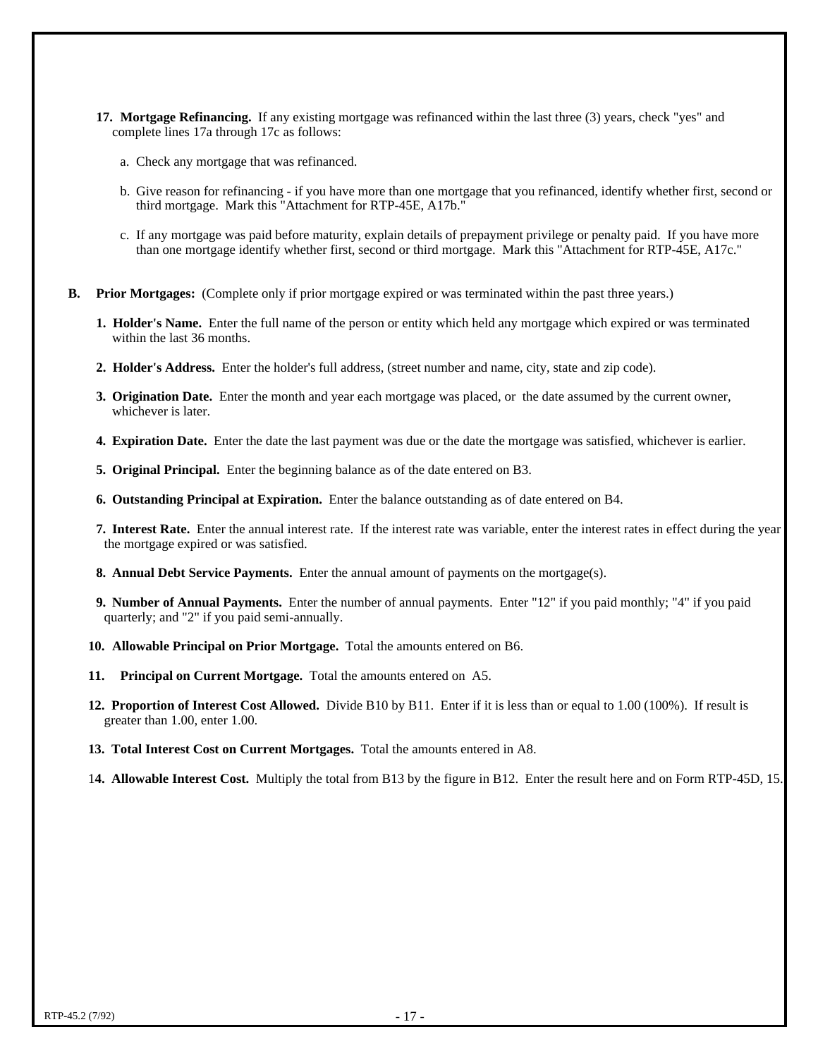**17. Mortgage Refinancing.** If any existing mortgage was refinanced within the last three (3) years, check "yes" and complete lines 17a through 17c as follows:

a. Check any mortgage that was refinanced.

b. Give reason for refinancing - if you have more than one mortgage that you refinanced, identify whether first, second or third mortgage. Mark this "Attachment for RTP-45E, A17b."

c. If any mortgage was paid before maturity, explain details of prepayment privilege or penalty paid. If you have more than one mortgage identify whether first, second or third mortgage. Mark this "Attachment for RTP-45E, A17c."

**B. Prior Mortgages:** (Complete only if prior mortgage expired or was terminated within the past three years.)

**1. Holder's Name.** Enter the full name of the person or entity which held any mortgage which expired or was terminated within the last 36 months.

**2. Holder's Address.** Enter the holder's full address, (street number and name, city, state and zip code).

**3. Origination Date.** Enter the month and year each mortgage was placed, or the date assumed by the current owner, whichever is later.

**4. Expiration Date.** Enter the date the last payment was due or the date the mortgage was satisfied, whichever is earlier.

**5. Original Principal.** Enter the beginning balance as of the date entered on B3.

**6. Outstanding Principal at Expiration.** Enter the balance outstanding as of date entered on B4.

**7. Interest Rate.** Enter the annual interest rate. If the interest rate was variable, enter the interest rates in effect during the year the mortgage expired or was satisfied.

**8. Annual Debt Service Payments.** Enter the annual amount of payments on the mortgage(s).

**9. Number of Annual Payments.** Enter the number of annual payments. Enter "12" if you paid monthly; "4" if you paid quarterly; and "2" if you paid semi-annually.

**10. Allowable Principal on Prior Mortgage.** Total the amounts entered on B6.

**11. Principal on Current Mortgage.** Total the amounts entered on A5.

**12. Proportion of Interest Cost Allowed.** Divide B10 by B11. Enter if it is less than or equal to 1.00 (100%). If result is greater than 1.00, enter 1.00.

**13. Total Interest Cost on Current Mortgages.** Total the amounts entered in A8.

**14. Allowable Interest Cost.** Multiply the total from B13 by the figure in B12. Enter the result here and on Form RTP-45D, 15.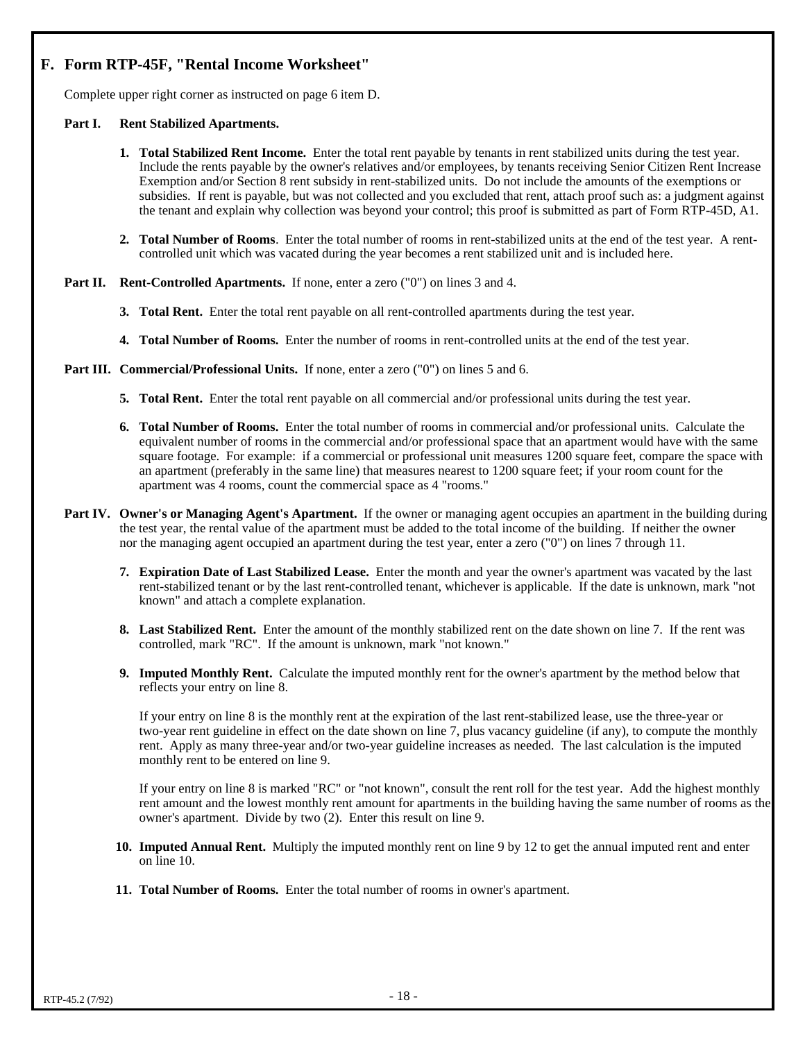## F. Form RTP-45F, "Rental Income Worksheet"

Complete upper right corner as instructed on page 6 item D.

**Part I. Rent Stabilized Apartments.**

1. **Total Stabilized Rent Income.** Enter the total rent payable by tenants in rent stabilized units during the test year. Include the rents payable by the owner's relatives and/or employees, by tenants receiving Senior Citizen Rent Increase Exemption and/or Section 8 rent subsidy in rent-stabilized units. Do not include the amounts of the exemptions or subsidies. If rent is payable, but was not collected and you excluded that rent, attach proof such as: a judgment against the tenant and explain why collection was beyond your control; this proof is submitted as part of Form RTP-45D, A1.

2. **Total Number of Rooms**. Enter the total number of rooms in rent-stabilized units at the end of the test year. A rent-controlled unit which was vacated during the year becomes a rent stabilized unit and is included here.

**Part II. Rent-Controlled Apartments.** If none, enter a zero ("0") on lines 3 and 4.

3. **Total Rent.** Enter the total rent payable on all rent-controlled apartments during the test year.

4. **Total Number of Rooms.** Enter the number of rooms in rent-controlled units at the end of the test year.

**Part III. Commercial/Professional Units.** If none, enter a zero ("0") on lines 5 and 6.

5. **Total Rent.** Enter the total rent payable on all commercial and/or professional units during the test year.

6. **Total Number of Rooms.** Enter the total number of rooms in commercial and/or professional units. Calculate the equivalent number of rooms in the commercial and/or professional space that an apartment would have with the same square footage. For example: if a commercial or professional unit measures 1200 square feet, compare the space with an apartment (preferably in the same line) that measures nearest to 1200 square feet; if your room count for the apartment was 4 rooms, count the commercial space as 4 "rooms."

**Part IV. Owner's or Managing Agent's Apartment.** If the owner or managing agent occupies an apartment in the building during the test year, the rental value of the apartment must be added to the total income of the building. If neither the owner nor the managing agent occupied an apartment during the test year, enter a zero ("0") on lines 7 through 11.

7. **Expiration Date of Last Stabilized Lease.** Enter the month and year the owner's apartment was vacated by the last rent-stabilized tenant or by the last rent-controlled tenant, whichever is applicable. If the date is unknown, mark "not known" and attach a complete explanation.

8. **Last Stabilized Rent.** Enter the amount of the monthly stabilized rent on the date shown on line 7. If the rent was controlled, mark "RC". If the amount is unknown, mark "not known."

9. **Imputed Monthly Rent.** Calculate the imputed monthly rent for the owner's apartment by the method below that reflects your entry on line 8.

   If your entry on line 8 is the monthly rent at the expiration of the last rent-stabilized lease, use the three-year or two-year rent guideline in effect on the date shown on line 7, plus vacancy guideline (if any), to compute the monthly rent. Apply as many three-year and/or two-year guideline increases as needed. The last calculation is the imputed monthly rent to be entered on line 9.

   If your entry on line 8 is marked "RC" or "not known", consult the rent roll for the test year. Add the highest monthly rent amount and the lowest monthly rent amount for apartments in the building having the same number of rooms as the owner's apartment. Divide by two (2). Enter this result on line 9.

10. **Imputed Annual Rent.** Multiply the imputed monthly rent on line 9 by 12 to get the annual imputed rent and enter on line 10.

11. **Total Number of Rooms.** Enter the total number of rooms in owner's apartment.

RTP-45.2 (7/92)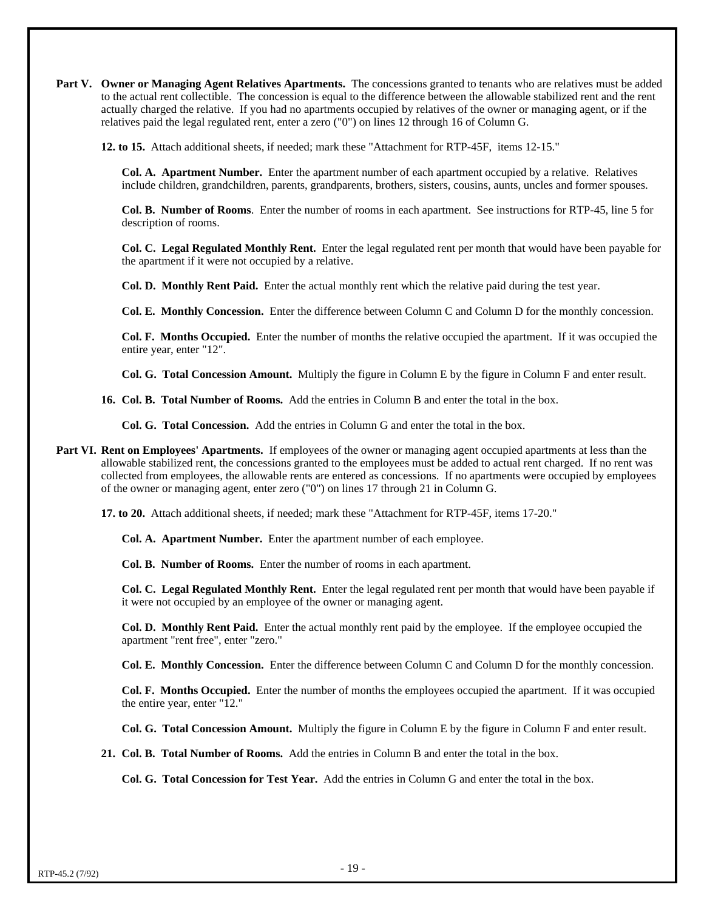**Part V. Owner or Managing Agent Relatives Apartments.** The concessions granted to tenants who are relatives must be added to the actual rent collectible. The concession is equal to the difference between the allowable stabilized rent and the rent actually charged the relative. If you had no apartments occupied by relatives of the owner or managing agent, or if the relatives paid the legal regulated rent, enter a zero ("0") on lines 12 through 16 of Column G.

**12. to 15.** Attach additional sheets, if needed; mark these "Attachment for RTP-45F, items 12-15."

**Col. A. Apartment Number.** Enter the apartment number of each apartment occupied by a relative. Relatives include children, grandchildren, parents, brothers, sisters, cousins, aunts, uncles and former spouses.

**Col. B. Number of Rooms**. Enter the number of rooms in each apartment. See instructions for RTP-45, line 5 for description of rooms.

**Col. C. Legal Regulated Monthly Rent.** Enter the legal regulated rent per month that would have been payable for the apartment if it were not occupied by a relative.

**Col. D. Monthly Rent Paid.** Enter the actual monthly rent which the relative paid during the test year.

**Col. E. Monthly Concession.** Enter the difference between Column C and Column D for the monthly concession.

**Col. F. Months Occupied.** Enter the number of months the relative occupied the apartment. If it was occupied the entire year, enter "12".

**Col. G. Total Concession Amount.** Multiply the figure in Column E by the figure in Column F and enter result.

**16. Col. B. Total Number of Rooms.** Add the entries in Column B and enter the total in the box.

**Col. G. Total Concession.** Add the entries in Column G and enter the total in the box.

**Part VI. Rent on Employees' Apartments.** If employees of the owner or managing agent occupied apartments at less than the allowable stabilized rent, the concessions granted to the employees must be added to actual rent charged. If no rent was collected from employees, the allowable rents are entered as concessions. If no apartments were occupied by employees of the owner or managing agent, enter zero ("0") on lines 17 through 21 in Column G.

**17. to 20.** Attach additional sheets, if needed; mark these "Attachment for RTP-45F, items 17-20."

**Col. A. Apartment Number.** Enter the apartment number of each employee.

**Col. B. Number of Rooms.** Enter the number of rooms in each apartment.

**Col. C. Legal Regulated Monthly Rent.** Enter the legal regulated rent per month that would have been payable if it were not occupied by an employee of the owner or managing agent.

**Col. D. Monthly Rent Paid.** Enter the actual monthly rent paid by the employee. If the employee occupied the apartment "rent free", enter "zero."

**Col. E. Monthly Concession.** Enter the difference between Column C and Column D for the monthly concession.

**Col. F. Months Occupied.** Enter the number of months the employees occupied the apartment. If it was occupied the entire year, enter "12."

**Col. G. Total Concession Amount.** Multiply the figure in Column E by the figure in Column F and enter result.

**21. Col. B. Total Number of Rooms.** Add the entries in Column B and enter the total in the box.

**Col. G. Total Concession for Test Year.** Add the entries in Column G and enter the total in the box.

RTP-45.2 (7/92)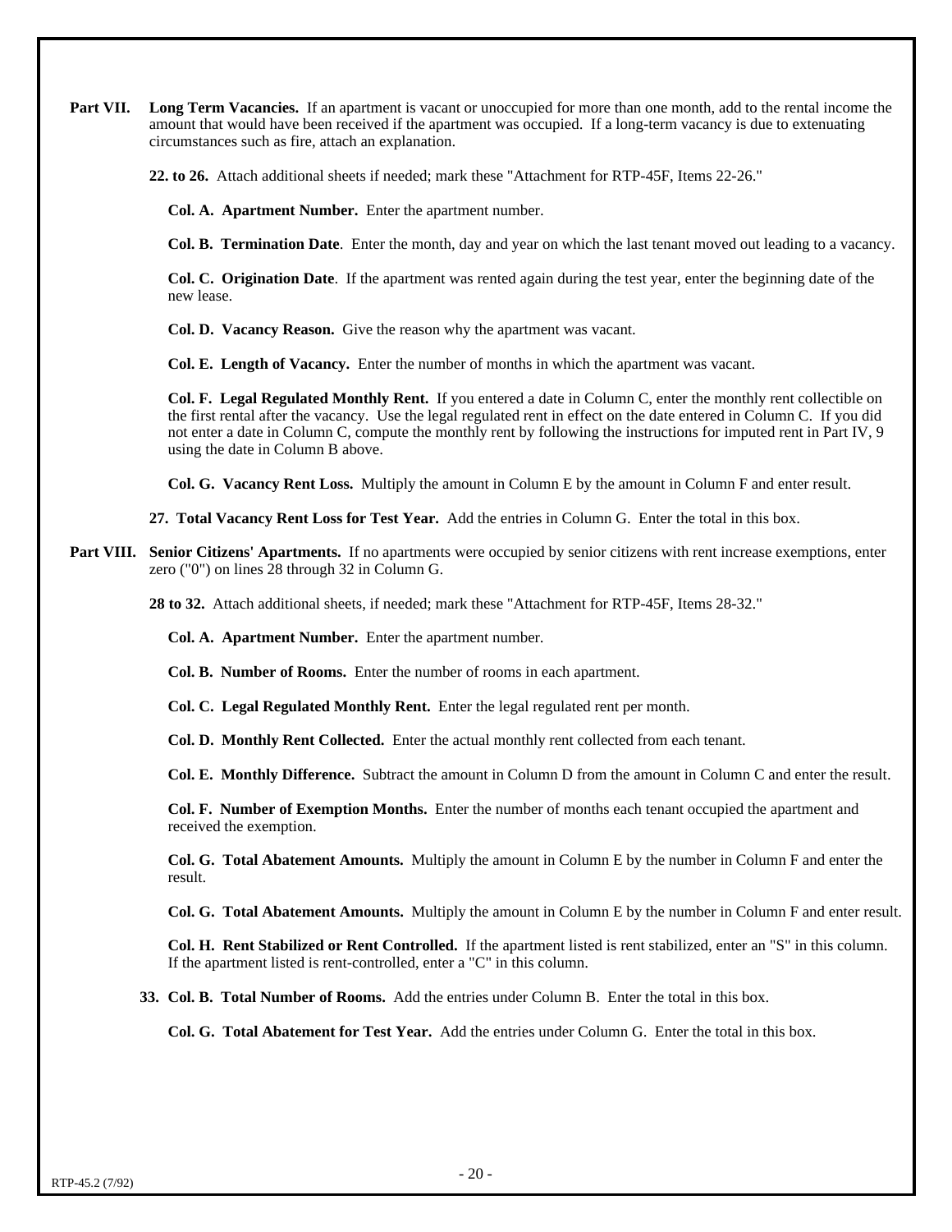**Part VII. Long Term Vacancies.** If an apartment is vacant or unoccupied for more than one month, add to the rental income the amount that would have been received if the apartment was occupied. If a long-term vacancy is due to extenuating circumstances such as fire, attach an explanation.

**22. to 26.** Attach additional sheets if needed; mark these "Attachment for RTP-45F, Items 22-26."

**Col. A. Apartment Number.** Enter the apartment number.

**Col. B. Termination Date**. Enter the month, day and year on which the last tenant moved out leading to a vacancy.

**Col. C. Origination Date**. If the apartment was rented again during the test year, enter the beginning date of the new lease.

**Col. D. Vacancy Reason.** Give the reason why the apartment was vacant.

**Col. E. Length of Vacancy.** Enter the number of months in which the apartment was vacant.

**Col. F. Legal Regulated Monthly Rent.** If you entered a date in Column C, enter the monthly rent collectible on the first rental after the vacancy. Use the legal regulated rent in effect on the date entered in Column C. If you did not enter a date in Column C, compute the monthly rent by following the instructions for imputed rent in Part IV, 9 using the date in Column B above.

**Col. G. Vacancy Rent Loss.** Multiply the amount in Column E by the amount in Column F and enter result.

**27. Total Vacancy Rent Loss for Test Year.** Add the entries in Column G. Enter the total in this box.

**Part VIII. Senior Citizens' Apartments.** If no apartments were occupied by senior citizens with rent increase exemptions, enter zero ("0") on lines 28 through 32 in Column G.

**28 to 32.** Attach additional sheets, if needed; mark these "Attachment for RTP-45F, Items 28-32."

**Col. A. Apartment Number.** Enter the apartment number.

**Col. B. Number of Rooms.** Enter the number of rooms in each apartment.

**Col. C. Legal Regulated Monthly Rent.** Enter the legal regulated rent per month.

**Col. D. Monthly Rent Collected.** Enter the actual monthly rent collected from each tenant.

**Col. E. Monthly Difference.** Subtract the amount in Column D from the amount in Column C and enter the result.

**Col. F. Number of Exemption Months.** Enter the number of months each tenant occupied the apartment and received the exemption.

**Col. G. Total Abatement Amounts.** Multiply the amount in Column E by the number in Column F and enter the result.

**Col. G. Total Abatement Amounts.** Multiply the amount in Column E by the number in Column F and enter result.

**Col. H. Rent Stabilized or Rent Controlled.** If the apartment listed is rent stabilized, enter an "S" in this column. If the apartment listed is rent-controlled, enter a "C" in this column.

**33. Col. B. Total Number of Rooms.** Add the entries under Column B. Enter the total in this box.

**Col. G. Total Abatement for Test Year.** Add the entries under Column G. Enter the total in this box.

RTP-45.2 (7/92)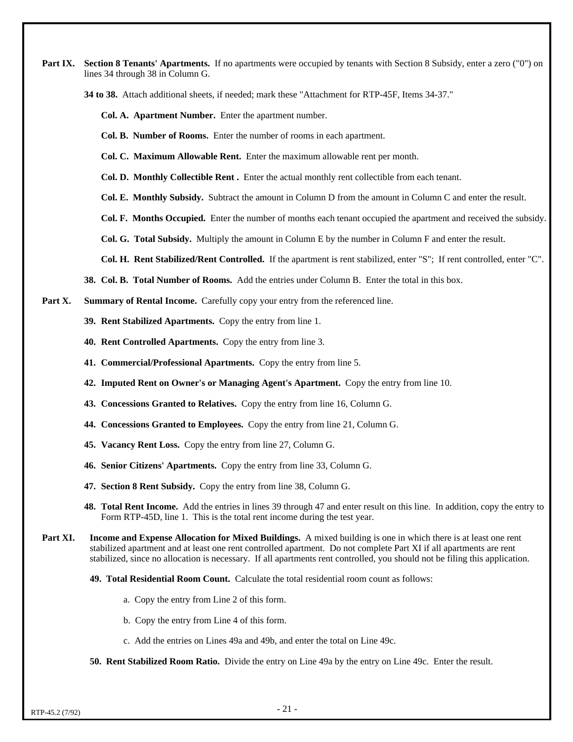**Part IX.** **Section 8 Tenants' Apartments.** If no apartments were occupied by tenants with Section 8 Subsidy, enter a zero ("0") on lines 34 through 38 in Column G.

**34 to 38.** Attach additional sheets, if needed; mark these "Attachment for RTP-45F, Items 34-37."

**Col. A. Apartment Number.** Enter the apartment number.

**Col. B. Number of Rooms.** Enter the number of rooms in each apartment.

**Col. C. Maximum Allowable Rent.** Enter the maximum allowable rent per month.

**Col. D. Monthly Collectible Rent .** Enter the actual monthly rent collectible from each tenant.

**Col. E. Monthly Subsidy.** Subtract the amount in Column D from the amount in Column C and enter the result.

**Col. F. Months Occupied.** Enter the number of months each tenant occupied the apartment and received the subsidy.

**Col. G. Total Subsidy.** Multiply the amount in Column E by the number in Column F and enter the result.

**Col. H. Rent Stabilized/Rent Controlled.** If the apartment is rent stabilized, enter "S"; If rent controlled, enter "C".

**38. Col. B. Total Number of Rooms.** Add the entries under Column B. Enter the total in this box.

**Part X.** **Summary of Rental Income.** Carefully copy your entry from the referenced line.

**39. Rent Stabilized Apartments.** Copy the entry from line 1.

**40. Rent Controlled Apartments.** Copy the entry from line 3.

**41. Commercial/Professional Apartments.** Copy the entry from line 5.

**42. Imputed Rent on Owner's or Managing Agent's Apartment.** Copy the entry from line 10.

**43. Concessions Granted to Relatives.** Copy the entry from line 16, Column G.

**44. Concessions Granted to Employees.** Copy the entry from line 21, Column G.

**45. Vacancy Rent Loss.** Copy the entry from line 27, Column G.

**46. Senior Citizens' Apartments.** Copy the entry from line 33, Column G.

**47. Section 8 Rent Subsidy.** Copy the entry from line 38, Column G.

**48. Total Rent Income.** Add the entries in lines 39 through 47 and enter result on this line. In addition, copy the entry to Form RTP-45D, line 1. This is the total rent income during the test year.

**Part XI.** **Income and Expense Allocation for Mixed Buildings.** A mixed building is one in which there is at least one rent stabilized apartment and at least one rent controlled apartment. Do not complete Part XI if all apartments are rent stabilized, since no allocation is necessary. If all apartments rent controlled, you should not be filing this application.

**49. Total Residential Room Count.** Calculate the total residential room count as follows:

a. Copy the entry from Line 2 of this form.

b. Copy the entry from Line 4 of this form.

c. Add the entries on Lines 49a and 49b, and enter the total on Line 49c.

**50. Rent Stabilized Room Ratio.** Divide the entry on Line 49a by the entry on Line 49c. Enter the result.

RTP-45.2 (7/92)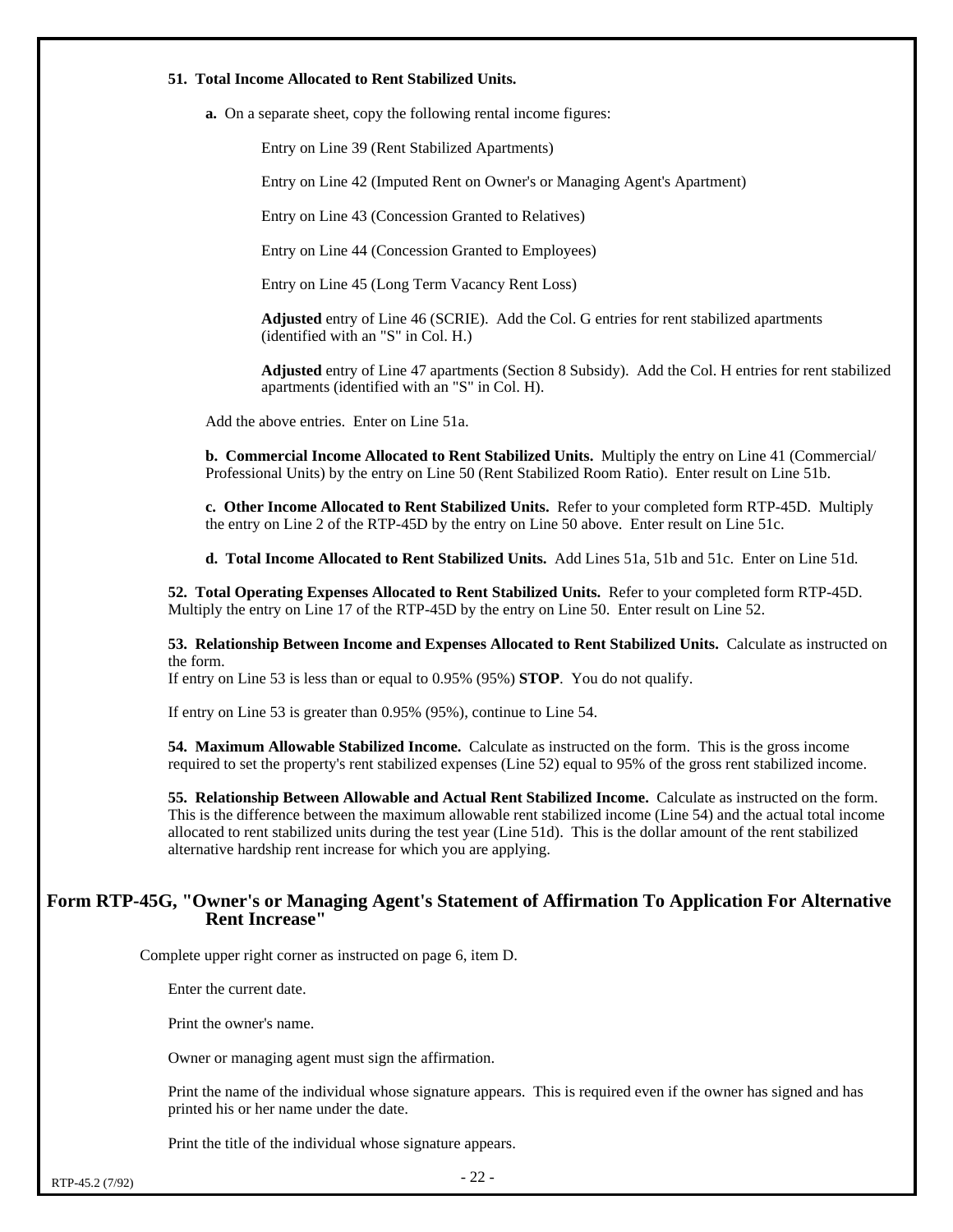**51. Total Income Allocated to Rent Stabilized Units.**

**a.** On a separate sheet, copy the following rental income figures:

Entry on Line 39 (Rent Stabilized Apartments)

Entry on Line 42 (Imputed Rent on Owner's or Managing Agent's Apartment)

Entry on Line 43 (Concession Granted to Relatives)

Entry on Line 44 (Concession Granted to Employees)

Entry on Line 45 (Long Term Vacancy Rent Loss)

**Adjusted** entry of Line 46 (SCRIE). Add the Col. G entries for rent stabilized apartments (identified with an "S" in Col. H.)

**Adjusted** entry of Line 47 apartments (Section 8 Subsidy). Add the Col. H entries for rent stabilized apartments (identified with an "S" in Col. H).

Add the above entries. Enter on Line 51a.

**b. Commercial Income Allocated to Rent Stabilized Units.** Multiply the entry on Line 41 (Commercial/ Professional Units) by the entry on Line 50 (Rent Stabilized Room Ratio). Enter result on Line 51b.

**c. Other Income Allocated to Rent Stabilized Units.** Refer to your completed form RTP-45D. Multiply the entry on Line 2 of the RTP-45D by the entry on Line 50 above. Enter result on Line 51c.

**d. Total Income Allocated to Rent Stabilized Units.** Add Lines 51a, 51b and 51c. Enter on Line 51d.

**52. Total Operating Expenses Allocated to Rent Stabilized Units.** Refer to your completed form RTP-45D. Multiply the entry on Line 17 of the RTP-45D by the entry on Line 50. Enter result on Line 52.

**53. Relationship Between Income and Expenses Allocated to Rent Stabilized Units.** Calculate as instructed on the form.
If entry on Line 53 is less than or equal to 0.95% (95%) **STOP**. You do not qualify.

If entry on Line 53 is greater than 0.95% (95%), continue to Line 54.

**54. Maximum Allowable Stabilized Income.** Calculate as instructed on the form. This is the gross income required to set the property's rent stabilized expenses (Line 52) equal to 95% of the gross rent stabilized income.

**55. Relationship Between Allowable and Actual Rent Stabilized Income.** Calculate as instructed on the form. This is the difference between the maximum allowable rent stabilized income (Line 54) and the actual total income allocated to rent stabilized units during the test year (Line 51d). This is the dollar amount of the rent stabilized alternative hardship rent increase for which you are applying.

## Form RTP-45G, "Owner's or Managing Agent's Statement of Affirmation To Application For Alternative Rent Increase"

Complete upper right corner as instructed on page 6, item D.

Enter the current date.

Print the owner's name.

Owner or managing agent must sign the affirmation.

Print the name of the individual whose signature appears. This is required even if the owner has signed and has printed his or her name under the date.

Print the title of the individual whose signature appears.

RTP-45.2 (7/92)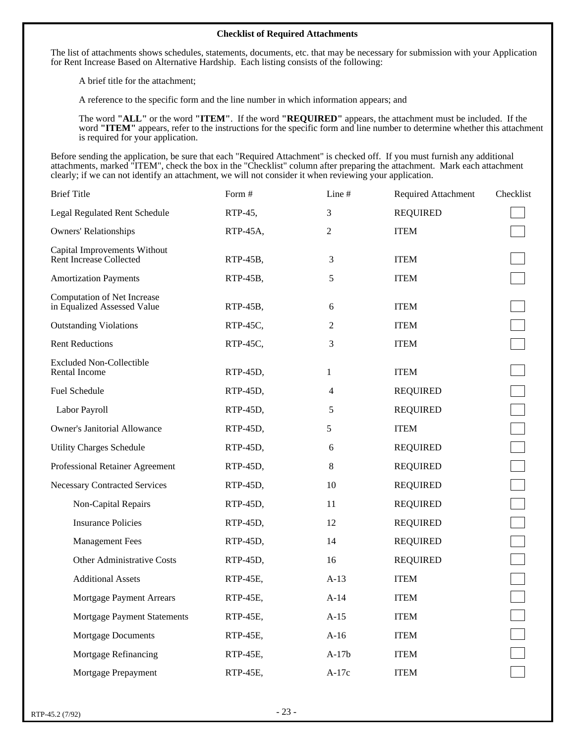## Checklist of Required Attachments

The list of attachments shows schedules, statements, documents, etc. that may be necessary for submission with your Application for Rent Increase Based on Alternative Hardship. Each listing consists of the following:

A brief title for the attachment;

A reference to the specific form and the line number in which information appears; and

The word **"ALL"** or the word **"ITEM"**. If the word **"REQUIRED"** appears, the attachment must be included. If the word **"ITEM"** appears, refer to the instructions for the specific form and line number to determine whether this attachment is required for your application.

Before sending the application, be sure that each "Required Attachment" is checked off. If you must furnish any additional attachments, marked "ITEM", check the box in the "Checklist" column after preparing the attachment. Mark each attachment clearly; if we can not identify an attachment, we will not consider it when reviewing your application.

| Brief Title | Form # | Line # | Required Attachment | Checklist |
|---|---|---|---|---|
| Legal Regulated Rent Schedule | RTP-45, | 3 | REQUIRED | ☐ |
| Owners' Relationships | RTP-45A, | 2 | ITEM | ☐ |
| Capital Improvements Without Rent Increase Collected | RTP-45B, | 3 | ITEM | ☐ |
| Amortization Payments | RTP-45B, | 5 | ITEM | ☐ |
| Computation of Net Increase in Equalized Assessed Value | RTP-45B, | 6 | ITEM | ☐ |
| Outstanding Violations | RTP-45C, | 2 | ITEM | ☐ |
| Rent Reductions | RTP-45C, | 3 | ITEM | ☐ |
| Excluded Non-Collectible Rental Income | RTP-45D, | 1 | ITEM | ☐ |
| Fuel Schedule | RTP-45D, | 4 | REQUIRED | ☐ |
| Labor Payroll | RTP-45D, | 5 | REQUIRED | ☐ |
| Owner's Janitorial Allowance | RTP-45D, | 5 | ITEM | ☐ |
| Utility Charges Schedule | RTP-45D, | 6 | REQUIRED | ☐ |
| Professional Retainer Agreement | RTP-45D, | 8 | REQUIRED | ☐ |
| Necessary Contracted Services | RTP-45D, | 10 | REQUIRED | ☐ |
| Non-Capital Repairs | RTP-45D, | 11 | REQUIRED | ☐ |
| Insurance Policies | RTP-45D, | 12 | REQUIRED | ☐ |
| Management Fees | RTP-45D, | 14 | REQUIRED | ☐ |
| Other Administrative Costs | RTP-45D, | 16 | REQUIRED | ☐ |
| Additional Assets | RTP-45E, | A-13 | ITEM | ☐ |
| Mortgage Payment Arrears | RTP-45E, | A-14 | ITEM | ☐ |
| Mortgage Payment Statements | RTP-45E, | A-15 | ITEM | ☐ |
| Mortgage Documents | RTP-45E, | A-16 | ITEM | ☐ |
| Mortgage Refinancing | RTP-45E, | A-17b | ITEM | ☐ |
| Mortgage Prepayment | RTP-45E, | A-17c | ITEM | ☐ |

RTP-45.2 (7/92)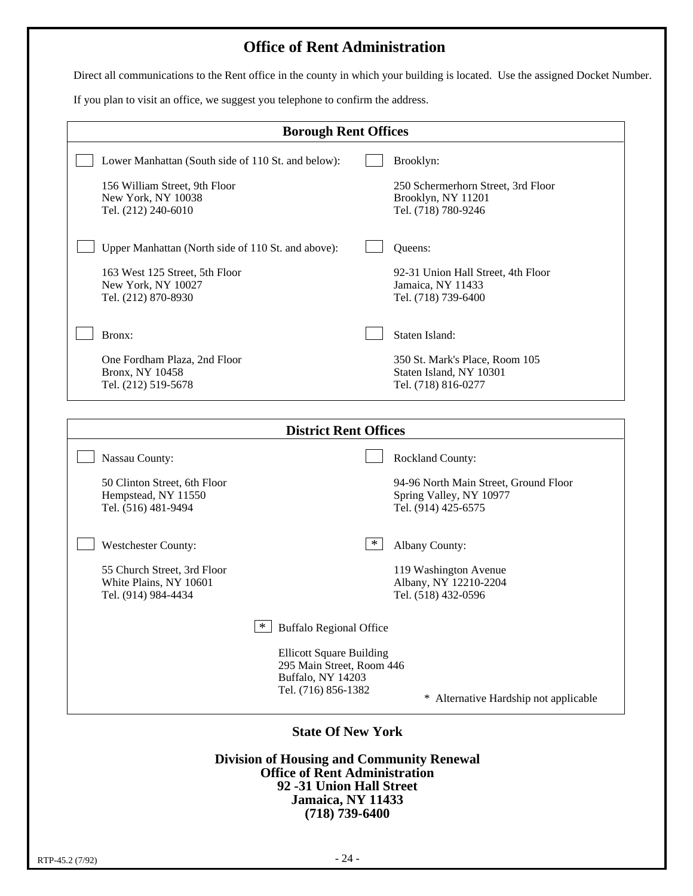# Office of Rent Administration

Direct all communications to the Rent office in the county in which your building is located. Use the assigned Docket Number.

If you plan to visit an office, we suggest you telephone to confirm the address.

## Borough Rent Offices

☐ Lower Manhattan (South side of 110 St. and below):

156 William Street, 9th Floor
New York, NY 10038
Tel. (212) 240-6010

☐ Brooklyn:

250 Schermerhorn Street, 3rd Floor
Brooklyn, NY 11201
Tel. (718) 780-9246

☐ Upper Manhattan (North side of 110 St. and above):

163 West 125 Street, 5th Floor
New York, NY 10027
Tel. (212) 870-8930

☐ Queens:

92-31 Union Hall Street, 4th Floor
Jamaica, NY 11433
Tel. (718) 739-6400

☐ Bronx:

One Fordham Plaza, 2nd Floor
Bronx, NY 10458
Tel. (212) 519-5678

☐ Staten Island:

350 St. Mark's Place, Room 105
Staten Island, NY 10301
Tel. (718) 816-0277

## District Rent Offices

☐ Nassau County:

50 Clinton Street, 6th Floor
Hempstead, NY 11550
Tel. (516) 481-9494

☐ Rockland County:

94-96 North Main Street, Ground Floor
Spring Valley, NY 10977
Tel. (914) 425-6575

☐ Westchester County:

55 Church Street, 3rd Floor
White Plains, NY 10601
Tel. (914) 984-4434

* Albany County:

119 Washington Avenue
Albany, NY 12210-2204
Tel. (518) 432-0596

* Buffalo Regional Office

Ellicott Square Building
295 Main Street, Room 446
Buffalo, NY 14203
Tel. (716) 856-1382

* Alternative Hardship not applicable

**State Of New York**

**Division of Housing and Community Renewal**
**Office of Rent Administration**
**92 -31 Union Hall Street**
**Jamaica, NY 11433**
**(718) 739-6400**

RTP-45.2 (7/92)